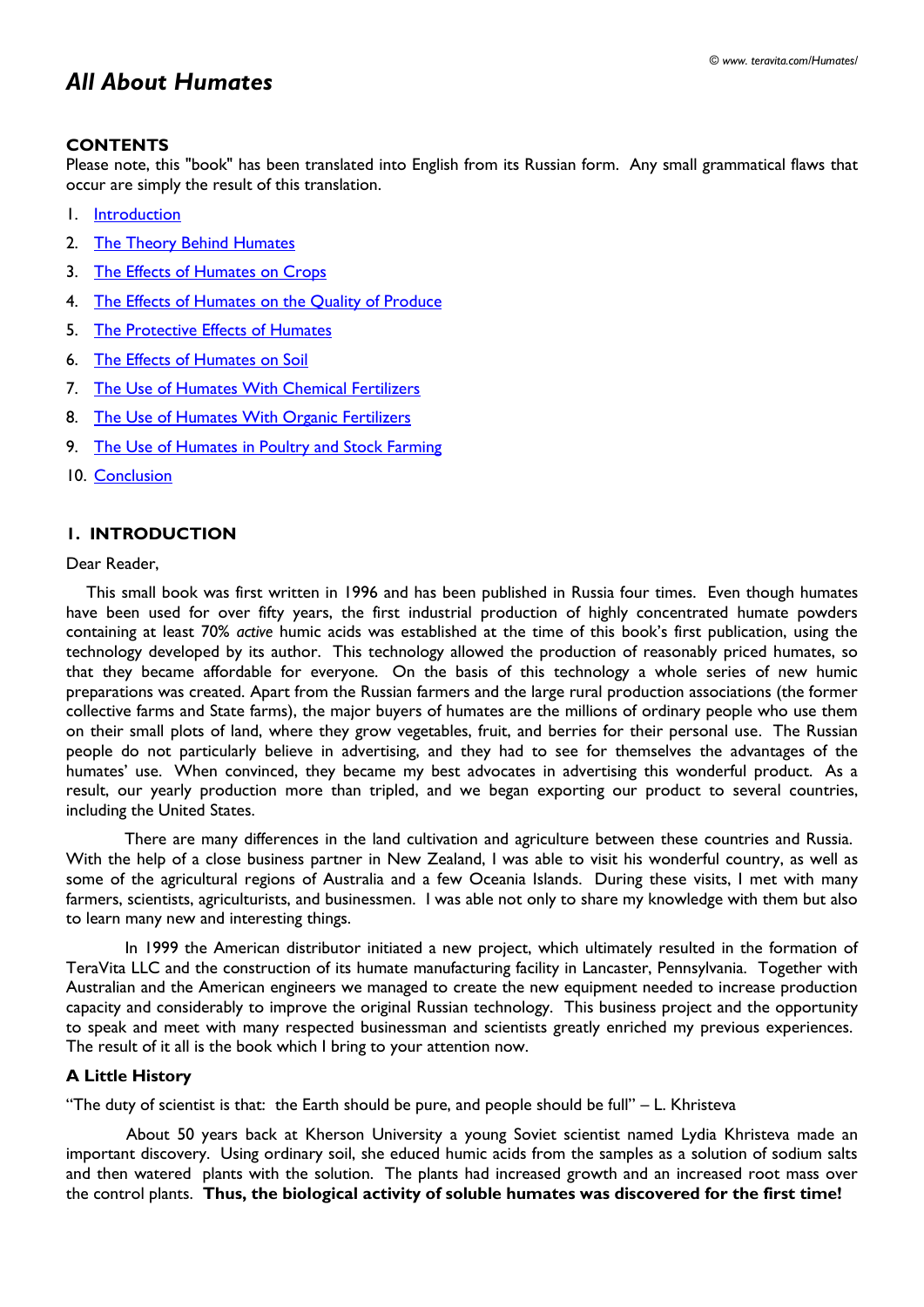# All About Humates

**CONTENTS**

Please note, this "book" has been translated into English from its Russian form. Any small grammatical flaws that occur are simply the result of this translation.

1. Introduction
2. The Theory Behind Humates
3. The Effects of Humates on Crops
4. The Effects of Humates on the Quality of Produce
5. The Protective Effects of Humates
6. The Effects of Humates on Soil
7. The Use of Humates With Chemical Fertilizers
8. The Use of Humates With Organic Fertilizers
9. The Use of Humates in Poultry and Stock Farming
10. Conclusion

## 1. INTRODUCTION

Dear Reader,

This small book was first written in 1996 and has been published in Russia four times. Even though humates have been used for over fifty years, the first industrial production of highly concentrated humate powders containing at least 70% *active* humic acids was established at the time of this book's first publication, using the technology developed by its author. This technology allowed the production of reasonably priced humates, so that they became affordable for everyone. On the basis of this technology a whole series of new humic preparations was created. Apart from the Russian farmers and the large rural production associations (the former collective farms and State farms), the major buyers of humates are the millions of ordinary people who use them on their small plots of land, where they grow vegetables, fruit, and berries for their personal use. The Russian people do not particularly believe in advertising, and they had to see for themselves the advantages of the humates' use. When convinced, they became my best advocates in advertising this wonderful product. As a result, our yearly production more than tripled, and we began exporting our product to several countries, including the United States.

There are many differences in the land cultivation and agriculture between these countries and Russia. With the help of a close business partner in New Zealand, I was able to visit his wonderful country, as well as some of the agricultural regions of Australia and a few Oceania Islands. During these visits, I met with many farmers, scientists, agriculturists, and businessmen. I was able not only to share my knowledge with them but also to learn many new and interesting things.

In 1999 the American distributor initiated a new project, which ultimately resulted in the formation of TeraVita LLC and the construction of its humate manufacturing facility in Lancaster, Pennsylvania. Together with Australian and the American engineers we managed to create the new equipment needed to increase production capacity and considerably to improve the original Russian technology. This business project and the opportunity to speak and meet with many respected businessman and scientists greatly enriched my previous experiences. The result of it all is the book which I bring to your attention now.

### A Little History

"The duty of scientist is that: the Earth should be pure, and people should be full" – L. Khristeva

About 50 years back at Kherson University a young Soviet scientist named Lydia Khristeva made an important discovery. Using ordinary soil, she educed humic acids from the samples as a solution of sodium salts and then watered plants with the solution. The plants had increased growth and an increased root mass over the control plants. **Thus, the biological activity of soluble humates was discovered for the first time!**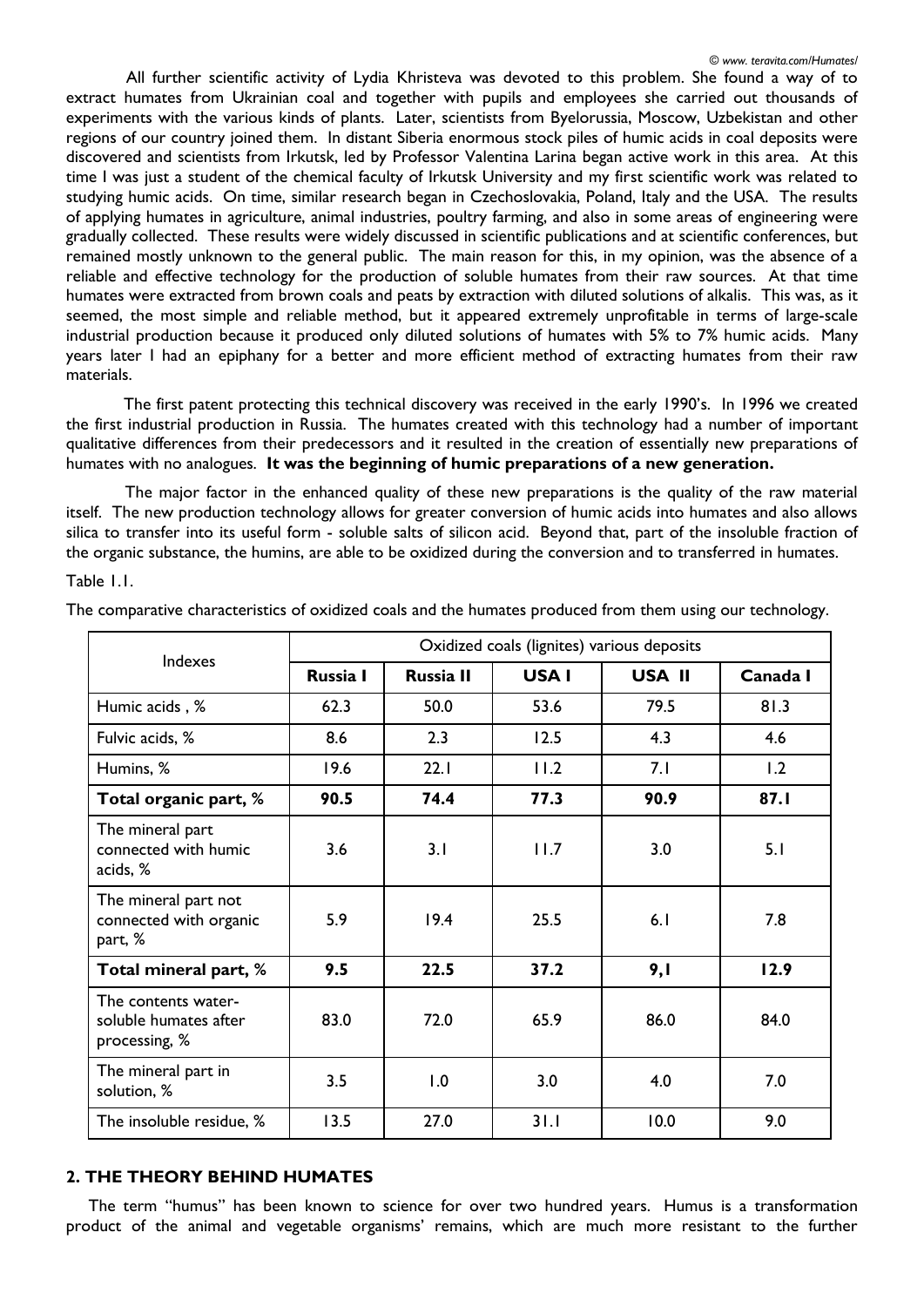All further scientific activity of Lydia Khristeva was devoted to this problem. She found a way of to extract humates from Ukrainian coal and together with pupils and employees she carried out thousands of experiments with the various kinds of plants. Later, scientists from Byelorussia, Moscow, Uzbekistan and other regions of our country joined them. In distant Siberia enormous stock piles of humic acids in coal deposits were discovered and scientists from Irkutsk, led by Professor Valentina Larina began active work in this area. At this time I was just a student of the chemical faculty of Irkutsk University and my first scientific work was related to studying humic acids. On time, similar research began in Czechoslovakia, Poland, Italy and the USA. The results of applying humates in agriculture, animal industries, poultry farming, and also in some areas of engineering were gradually collected. These results were widely discussed in scientific publications and at scientific conferences, but remained mostly unknown to the general public. The main reason for this, in my opinion, was the absence of a reliable and effective technology for the production of soluble humates from their raw sources. At that time humates were extracted from brown coals and peats by extraction with diluted solutions of alkalis. This was, as it seemed, the most simple and reliable method, but it appeared extremely unprofitable in terms of large-scale industrial production because it produced only diluted solutions of humates with 5% to 7% humic acids. Many years later I had an epiphany for a better and more efficient method of extracting humates from their raw materials.

The first patent protecting this technical discovery was received in the early 1990's. In 1996 we created the first industrial production in Russia. The humates created with this technology had a number of important qualitative differences from their predecessors and it resulted in the creation of essentially new preparations of humates with no analogues. **It was the beginning of humic preparations of a new generation.**

The major factor in the enhanced quality of these new preparations is the quality of the raw material itself. The new production technology allows for greater conversion of humic acids into humates and also allows silica to transfer into its useful form - soluble salts of silicon acid. Beyond that, part of the insoluble fraction of the organic substance, the humins, are able to be oxidized during the conversion and to transferred in humates.

Table 1.1.

The comparative characteristics of oxidized coals and the humates produced from them using our technology.

| Indexes | Oxidized coals (lignites) various deposits | | | | |
|---|---|---|---|---|---|
| | **Russia I** | **Russia II** | **USA I** | **USA II** | **Canada I** |
| Humic acids , % | 62.3 | 50.0 | 53.6 | 79.5 | 81.3 |
| Fulvic acids, % | 8.6 | 2.3 | 12.5 | 4.3 | 4.6 |
| Humins, % | 19.6 | 22.1 | 11.2 | 7.1 | 1.2 |
| **Total organic part, %** | **90.5** | **74.4** | **77.3** | **90.9** | **87.1** |
| The mineral part connected with humic acids, % | 3.6 | 3.1 | 11.7 | 3.0 | 5.1 |
| The mineral part not connected with organic part, % | 5.9 | 19.4 | 25.5 | 6.1 | 7.8 |
| **Total mineral part, %** | **9.5** | **22.5** | **37.2** | **9,1** | **12.9** |
| The contents water-soluble humates after processing, % | 83.0 | 72.0 | 65.9 | 86.0 | 84.0 |
| The mineral part in solution, % | 3.5 | 1.0 | 3.0 | 4.0 | 7.0 |
| The insoluble residue, % | 13.5 | 27.0 | 31.1 | 10.0 | 9.0 |

## 2. THE THEORY BEHIND HUMATES

The term "humus" has been known to science for over two hundred years. Humus is a transformation product of the animal and vegetable organisms' remains, which are much more resistant to the further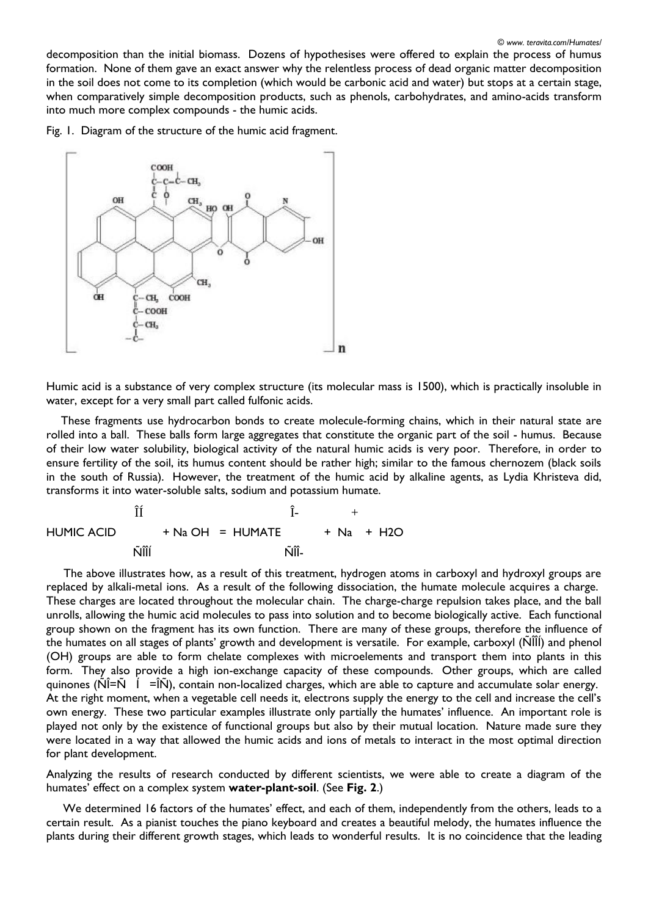decomposition than the initial biomass. Dozens of hypothesises were offered to explain the process of humus formation. None of them gave an exact answer why the relentless process of dead organic matter decomposition in the soil does not come to its completion (which would be carbonic acid and water) but stops at a certain stage, when comparatively simple decomposition products, such as phenols, carbohydrates, and amino-acids transform into much more complex compounds - the humic acids.

Fig. 1. Diagram of the structure of the humic acid fragment.

Humic acid is a substance of very complex structure (its molecular mass is 1500), which is practically insoluble in water, except for a very small part called fulfonic acids.

These fragments use hydrocarbon bonds to create molecule-forming chains, which in their natural state are rolled into a ball. These balls form large aggregates that constitute the organic part of the soil - humus. Because of their low water solubility, biological activity of the natural humic acids is very poor. Therefore, in order to ensure fertility of the soil, its humus content should be rather high; similar to the famous chernozem (black soils in the south of Russia). However, the treatment of the humic acid by alkaline agents, as Lydia Khristeva did, transforms it into water-soluble salts, sodium and potassium humate.

$$\text{HUMIC ACID}\begin{matrix}\text{ÎÍ}\\ \text{ÑÎÎÍ}\end{matrix} + NaOH = \text{HUMATE}\begin{matrix}\text{Î-}\\ \text{ÑÎÎ-}\end{matrix} + Na^{+} + H_2O$$

The above illustrates how, as a result of this treatment, hydrogen atoms in carboxyl and hydroxyl groups are replaced by alkali-metal ions. As a result of the following dissociation, the humate molecule acquires a charge. These charges are located throughout the molecular chain. The charge-charge repulsion takes place, and the ball unrolls, allowing the humic acid molecules to pass into solution and to become biologically active. Each functional group shown on the fragment has its own function. There are many of these groups, therefore the influence of the humates on all stages of plants' growth and development is versatile. For example, carboxyl (ÑÎÎÍ) and phenol (OH) groups are able to form chelate complexes with microelements and transport them into plants in this form. They also provide a high ion-exchange capacity of these compounds. Other groups, which are called quinones (ÑÎ=Ñ Í =ÎÑ), contain non-localized charges, which are able to capture and accumulate solar energy. At the right moment, when a vegetable cell needs it, electrons supply the energy to the cell and increase the cell's own energy. These two particular examples illustrate only partially the humates' influence. An important role is played not only by the existence of functional groups but also by their mutual location. Nature made sure they were located in a way that allowed the humic acids and ions of metals to interact in the most optimal direction for plant development.

Analyzing the results of research conducted by different scientists, we were able to create a diagram of the humates' effect on a complex system **water-plant-soil**. (See **Fig. 2**.)

We determined 16 factors of the humates' effect, and each of them, independently from the others, leads to a certain result. As a pianist touches the piano keyboard and creates a beautiful melody, the humates influence the plants during their different growth stages, which leads to wonderful results. It is no coincidence that the leading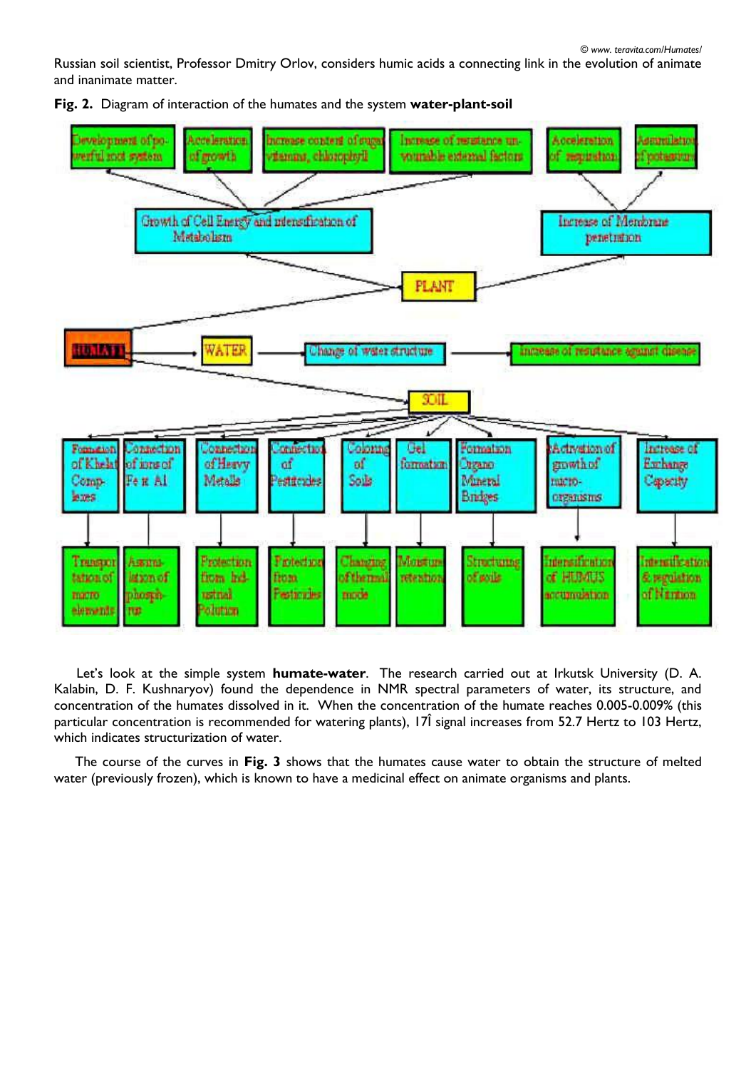Russian soil scientist, Professor Dmitry Orlov, considers humic acids a connecting link in the evolution of animate and inanimate matter.

**Fig. 2.** Diagram of interaction of the humates and the system **water-plant-soil**

Let's look at the simple system **humate-water**. The research carried out at Irkutsk University (D. A. Kalabin, D. F. Kushnaryov) found the dependence in NMR spectral parameters of water, its structure, and concentration of the humates dissolved in it. When the concentration of the humate reaches 0.005-0.009% (this particular concentration is recommended for watering plants), 17Î signal increases from 52.7 Hertz to 103 Hertz, which indicates structurization of water.

The course of the curves in **Fig. 3** shows that the humates cause water to obtain the structure of melted water (previously frozen), which is known to have a medicinal effect on animate organisms and plants.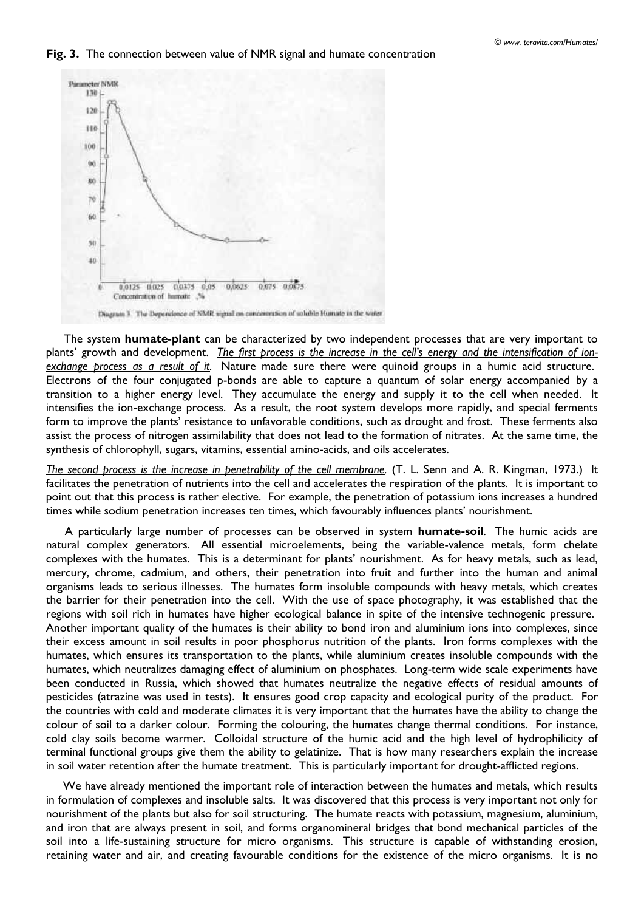**Fig. 3.** The connection between value of NMR signal and humate concentration

Diagram 3. The Dependence of NMR signal on concentration of soluble Humate in the water

The system **humate-plant** can be characterized by two independent processes that are very important to plants' growth and development. *The first process is the increase in the cell's energy and the intensification of ion-exchange process as a result of it.* Nature made sure there were quinoid groups in a humic acid structure. Electrons of the four conjugated p-bonds are able to capture a quantum of solar energy accompanied by a transition to a higher energy level. They accumulate the energy and supply it to the cell when needed. It intensifies the ion-exchange process. As a result, the root system develops more rapidly, and special ferments form to improve the plants' resistance to unfavorable conditions, such as drought and frost. These ferments also assist the process of nitrogen assimilability that does not lead to the formation of nitrates. At the same time, the synthesis of chlorophyll, sugars, vitamins, essential amino-acids, and oils accelerates.

*The second process is the increase in penetrability of the cell membrane.* (T. L. Senn and A. R. Kingman, 1973.) It facilitates the penetration of nutrients into the cell and accelerates the respiration of the plants. It is important to point out that this process is rather elective. For example, the penetration of potassium ions increases a hundred times while sodium penetration increases ten times, which favourably influences plants' nourishment.

A particularly large number of processes can be observed in system **humate-soil**. The humic acids are natural complex generators. All essential microelements, being the variable-valence metals, form chelate complexes with the humates. This is a determinant for plants' nourishment. As for heavy metals, such as lead, mercury, chrome, cadmium, and others, their penetration into fruit and further into the human and animal organisms leads to serious illnesses. The humates form insoluble compounds with heavy metals, which creates the barrier for their penetration into the cell. With the use of space photography, it was established that the regions with soil rich in humates have higher ecological balance in spite of the intensive technogenic pressure. Another important quality of the humates is their ability to bond iron and aluminium ions into complexes, since their excess amount in soil results in poor phosphorus nutrition of the plants. Iron forms complexes with the humates, which ensures its transportation to the plants, while aluminium creates insoluble compounds with the humates, which neutralizes damaging effect of aluminium on phosphates. Long-term wide scale experiments have been conducted in Russia, which showed that humates neutralize the negative effects of residual amounts of pesticides (atrazine was used in tests). It ensures good crop capacity and ecological purity of the product. For the countries with cold and moderate climates it is very important that the humates have the ability to change the colour of soil to a darker colour. Forming the colouring, the humates change thermal conditions. For instance, cold clay soils become warmer. Colloidal structure of the humic acid and the high level of hydrophilicity of terminal functional groups give them the ability to gelatinize. That is how many researchers explain the increase in soil water retention after the humate treatment. This is particularly important for drought-afflicted regions.

We have already mentioned the important role of interaction between the humates and metals, which results in formulation of complexes and insoluble salts. It was discovered that this process is very important not only for nourishment of the plants but also for soil structuring. The humate reacts with potassium, magnesium, aluminium, and iron that are always present in soil, and forms organomineral bridges that bond mechanical particles of the soil into a life-sustaining structure for micro organisms. This structure is capable of withstanding erosion, retaining water and air, and creating favourable conditions for the existence of the micro organisms. It is no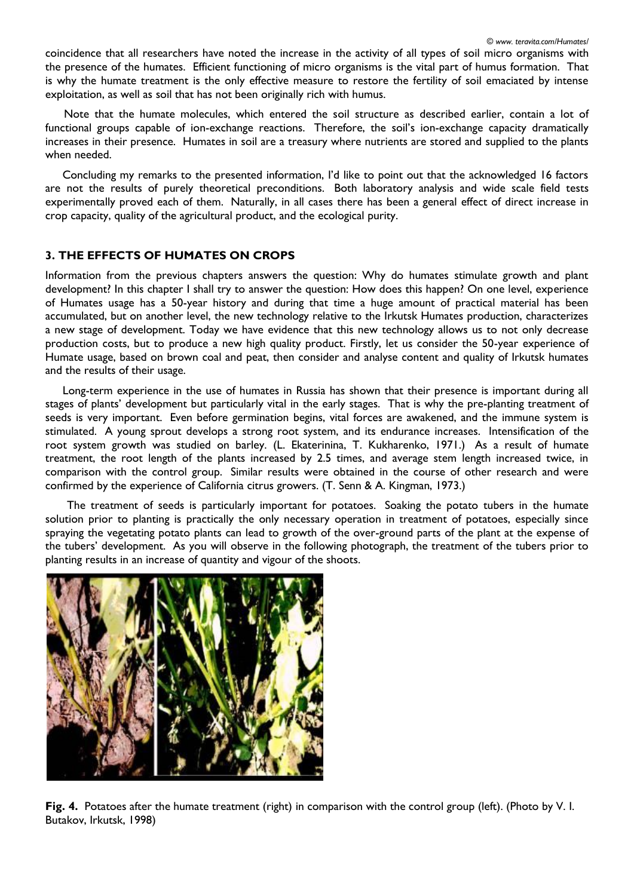coincidence that all researchers have noted the increase in the activity of all types of soil micro organisms with the presence of the humates. Efficient functioning of micro organisms is the vital part of humus formation. That is why the humate treatment is the only effective measure to restore the fertility of soil emaciated by intense exploitation, as well as soil that has not been originally rich with humus.

Note that the humate molecules, which entered the soil structure as described earlier, contain a lot of functional groups capable of ion-exchange reactions. Therefore, the soil's ion-exchange capacity dramatically increases in their presence. Humates in soil are a treasury where nutrients are stored and supplied to the plants when needed.

Concluding my remarks to the presented information, I'd like to point out that the acknowledged 16 factors are not the results of purely theoretical preconditions. Both laboratory analysis and wide scale field tests experimentally proved each of them. Naturally, in all cases there has been a general effect of direct increase in crop capacity, quality of the agricultural product, and the ecological purity.

### 3. THE EFFECTS OF HUMATES ON CROPS

Information from the previous chapters answers the question: Why do humates stimulate growth and plant development? In this chapter I shall try to answer the question: How does this happen? On one level, experience of Humates usage has a 50-year history and during that time a huge amount of practical material has been accumulated, but on another level, the new technology relative to the Irkutsk Humates production, characterizes a new stage of development. Today we have evidence that this new technology allows us to not only decrease production costs, but to produce a new high quality product. Firstly, let us consider the 50-year experience of Humate usage, based on brown coal and peat, then consider and analyse content and quality of Irkutsk humates and the results of their usage.

Long-term experience in the use of humates in Russia has shown that their presence is important during all stages of plants' development but particularly vital in the early stages. That is why the pre-planting treatment of seeds is very important. Even before germination begins, vital forces are awakened, and the immune system is stimulated. A young sprout develops a strong root system, and its endurance increases. Intensification of the root system growth was studied on barley. (L. Ekaterinina, T. Kukharenko, 1971.) As a result of humate treatment, the root length of the plants increased by 2.5 times, and average stem length increased twice, in comparison with the control group. Similar results were obtained in the course of other research and were confirmed by the experience of California citrus growers. (T. Senn & A. Kingman, 1973.)

The treatment of seeds is particularly important for potatoes. Soaking the potato tubers in the humate solution prior to planting is practically the only necessary operation in treatment of potatoes, especially since spraying the vegetating potato plants can lead to growth of the over-ground parts of the plant at the expense of the tubers' development. As you will observe in the following photograph, the treatment of the tubers prior to planting results in an increase of quantity and vigour of the shoots.

**Fig. 4.** Potatoes after the humate treatment (right) in comparison with the control group (left). (Photo by V. I. Butakov, Irkutsk, 1998)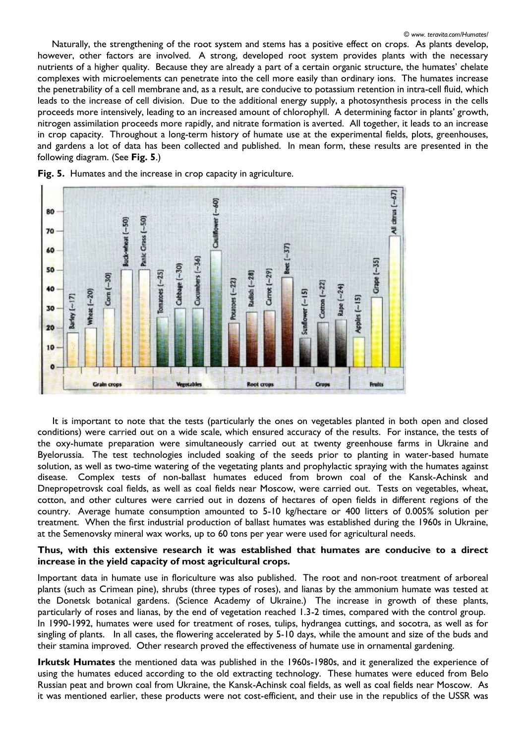Naturally, the strengthening of the root system and stems has a positive effect on crops. As plants develop, however, other factors are involved. A strong, developed root system provides plants with the necessary nutrients of a higher quality. Because they are already a part of a certain organic structure, the humates' chelate complexes with microelements can penetrate into the cell more easily than ordinary ions. The humates increase the penetrability of a cell membrane and, as a result, are conducive to potassium retention in intra-cell fluid, which leads to the increase of cell division. Due to the additional energy supply, a photosynthesis process in the cells proceeds more intensively, leading to an increased amount of chlorophyll. A determining factor in plants' growth, nitrogen assimilation proceeds more rapidly, and nitrate formation is averted. All together, it leads to an increase in crop capacity. Throughout a long-term history of humate use at the experimental fields, plots, greenhouses, and gardens a lot of data has been collected and published. In mean form, these results are presented in the following diagram. (See **Fig. 5**.)

**Fig. 5.** Humates and the increase in crop capacity in agriculture.

| Group | Crop |
|---|---|
| Grain crops | Barley (~17) |
| Grain crops | Wheat (~20) |
| Grain crops | Corn (~30) |
| Grain crops | Buck-wheat (~50) |
| Grain crops | Panic Cress (~50) |
| Vegetables | Tomatoes (~25) |
| Vegetables | Cabbage (~30) |
| Vegetables | Cucumbers (~36) |
| Vegetables | Cauliflower (~60) |
| Root crops | Potatoes (~22) |
| Root crops | Radish (~28) |
| Root crops | Carrot (~29) |
| Root crops | Beet (~37) |
| Crops | Sunflower (~15) |
| Crops | Cotton (~22) |
| Crops | Rape (~24) |
| Fruits | Apples (~15) |
| Fruits | Grape (~35) |
| Fruits | All citrus (~67) |

It is important to note that the tests (particularly the ones on vegetables planted in both open and closed conditions) were carried out on a wide scale, which ensured accuracy of the results. For instance, the tests of the oxy-humate preparation were simultaneously carried out at twenty greenhouse farms in Ukraine and Byelorussia. The test technologies included soaking of the seeds prior to planting in water-based humate solution, as well as two-time watering of the vegetating plants and prophylactic spraying with the humates against disease. Complex tests of non-ballast humates educed from brown coal of the Kansk-Achinsk and Dnepropetrovsk coal fields, as well as coal fields near Moscow, were carried out. Tests on vegetables, wheat, cotton, and other cultures were carried out in dozens of hectares of open fields in different regions of the country. Average humate consumption amounted to 5-10 kg/hectare or 400 litters of 0.005% solution per treatment. When the first industrial production of ballast humates was established during the 1960s in Ukraine, at the Semenovsky mineral wax works, up to 60 tons per year were used for agricultural needs.

**Thus, with this extensive research it was established that humates are conducive to a direct increase in the yield capacity of most agricultural crops.**

Important data in humate use in floriculture was also published. The root and non-root treatment of arboreal plants (such as Crimean pine), shrubs (three types of roses), and lianas by the ammonium humate was tested at the Donetsk botanical gardens. (Science Academy of Ukraine.) The increase in growth of these plants, particularly of roses and lianas, by the end of vegetation reached 1.3-2 times, compared with the control group. In 1990-1992, humates were used for treatment of roses, tulips, hydrangea cuttings, and socotra, as well as for singling of plants. In all cases, the flowering accelerated by 5-10 days, while the amount and size of the buds and their stamina improved. Other research proved the effectiveness of humate use in ornamental gardening.

**Irkutsk Humates** the mentioned data was published in the 1960s-1980s, and it generalized the experience of using the humates educed according to the old extracting technology. These humates were educed from Belo Russian peat and brown coal from Ukraine, the Kansk-Achinsk coal fields, as well as coal fields near Moscow. As it was mentioned earlier, these products were not cost-efficient, and their use in the republics of the USSR was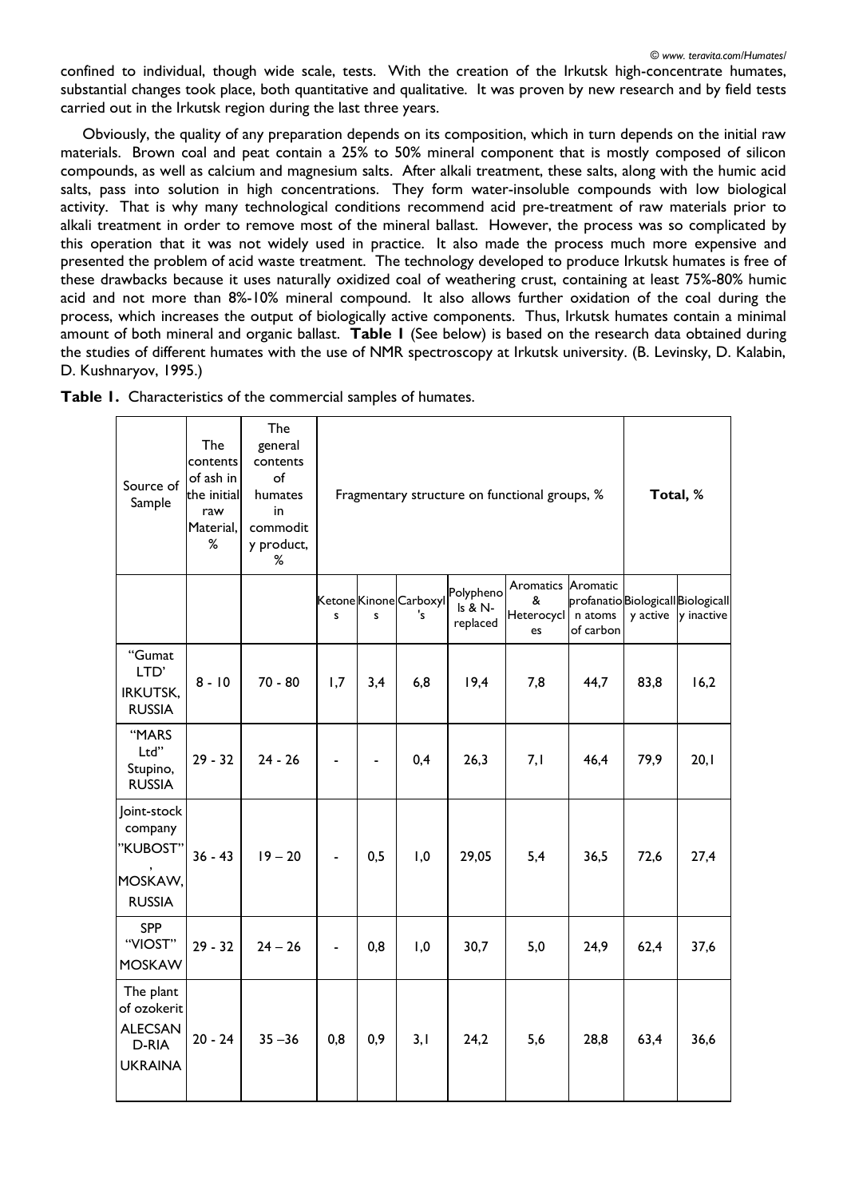confined to individual, though wide scale, tests. With the creation of the Irkutsk high-concentrate humates, substantial changes took place, both quantitative and qualitative. It was proven by new research and by field tests carried out in the Irkutsk region during the last three years.

Obviously, the quality of any preparation depends on its composition, which in turn depends on the initial raw materials. Brown coal and peat contain a 25% to 50% mineral component that is mostly composed of silicon compounds, as well as calcium and magnesium salts. After alkali treatment, these salts, along with the humic acid salts, pass into solution in high concentrations. They form water-insoluble compounds with low biological activity. That is why many technological conditions recommend acid pre-treatment of raw materials prior to alkali treatment in order to remove most of the mineral ballast. However, the process was so complicated by this operation that it was not widely used in practice. It also made the process much more expensive and presented the problem of acid waste treatment. The technology developed to produce Irkutsk humates is free of these drawbacks because it uses naturally oxidized coal of weathering crust, containing at least 75%-80% humic acid and not more than 8%-10% mineral compound. It also allows further oxidation of the coal during the process, which increases the output of biologically active components. Thus, Irkutsk humates contain a minimal amount of both mineral and organic ballast. **Table 1** (See below) is based on the research data obtained during the studies of different humates with the use of NMR spectroscopy at Irkutsk university. (B. Levinsky, D. Kalabin, D. Kushnaryov, 1995.)

**Table 1.** Characteristics of the commercial samples of humates.

| Source of Sample | The contents of ash in the initial raw Material, % | The general contents of humates in commodity product, % | Fragmentary structure on functional groups, % | | | | | | Total, % | |
|---|---|---|---|---|---|---|---|---|---|---|
| | | | Ketones | Kinones | Carboxyl's | Polyphenols & N-replaced | Aromatics & Heterocycles | Aromatic profanation atoms of carbon | Biologically active | Biologically inactive |
| "Gumat LTD' IRKUTSK, RUSSIA | 8 - 10 | 70 - 80 | 1,7 | 3,4 | 6,8 | 19,4 | 7,8 | 44,7 | 83,8 | 16,2 |
| "MARS Ltd" Stupino, RUSSIA | 29 - 32 | 24 - 26 | - | - | 0,4 | 26,3 | 7,1 | 46,4 | 79,9 | 20,1 |
| Joint-stock company "KUBOST", MOSKAW, RUSSIA | 36 - 43 | 19 – 20 | - | 0,5 | 1,0 | 29,05 | 5,4 | 36,5 | 72,6 | 27,4 |
| SPP "VIOST" MOSKAW | 29 - 32 | 24 – 26 | - | 0,8 | 1,0 | 30,7 | 5,0 | 24,9 | 62,4 | 37,6 |
| The plant of ozokerit ALECSAND-RIA UKRAINA | 20 - 24 | 35 –36 | 0,8 | 0,9 | 3,1 | 24,2 | 5,6 | 28,8 | 63,4 | 36,6 |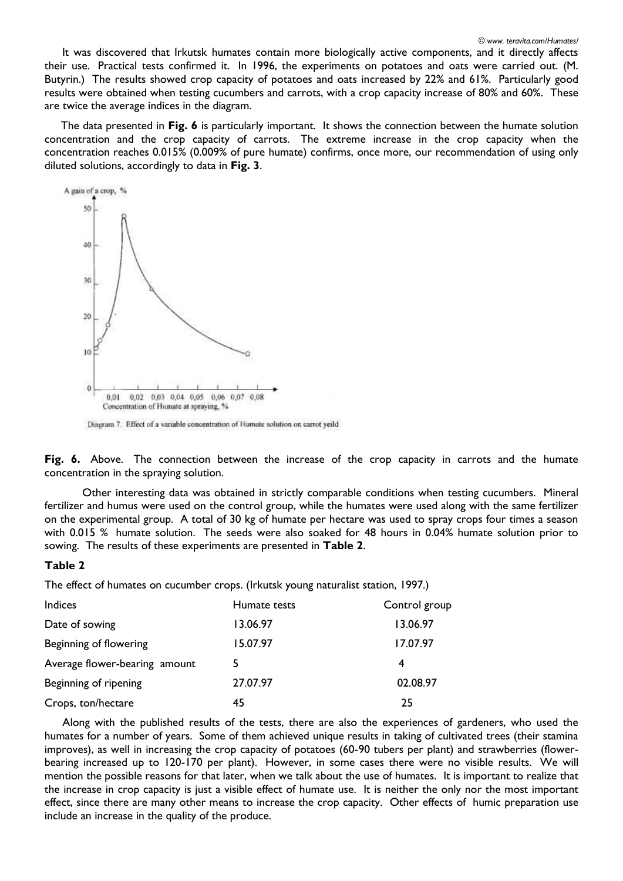It was discovered that Irkutsk humates contain more biologically active components, and it directly affects their use. Practical tests confirmed it. In 1996, the experiments on potatoes and oats were carried out. (M. Butyrin.) The results showed crop capacity of potatoes and oats increased by 22% and 61%. Particularly good results were obtained when testing cucumbers and carrots, with a crop capacity increase of 80% and 60%. These are twice the average indices in the diagram.

The data presented in **Fig. 6** is particularly important. It shows the connection between the humate solution concentration and the crop capacity of carrots. The extreme increase in the crop capacity when the concentration reaches 0.015% (0.009% of pure humate) confirms, once more, our recommendation of using only diluted solutions, accordingly to data in **Fig. 3**.

Diagram 7. Effect of a variable concentration of Humate solution on carrot yeild

**Fig. 6.** Above. The connection between the increase of the crop capacity in carrots and the humate concentration in the spraying solution.

Other interesting data was obtained in strictly comparable conditions when testing cucumbers. Mineral fertilizer and humus were used on the control group, while the humates were used along with the same fertilizer on the experimental group. A total of 30 kg of humate per hectare was used to spray crops four times a season with 0.015 % humate solution. The seeds were also soaked for 48 hours in 0.04% humate solution prior to sowing. The results of these experiments are presented in **Table 2**.

**Table 2**

The effect of humates on cucumber crops. (Irkutsk young naturalist station, 1997.)

| Indices | Humate tests | Control group |
| --- | --- | --- |
| Date of sowing | 13.06.97 | 13.06.97 |
| Beginning of flowering | 15.07.97 | 17.07.97 |
| Average flower-bearing amount | 5 | 4 |
| Beginning of ripening | 27.07.97 | 02.08.97 |
| Crops, ton/hectare | 45 | 25 |

Along with the published results of the tests, there are also the experiences of gardeners, who used the humates for a number of years. Some of them achieved unique results in taking of cultivated trees (their stamina improves), as well in increasing the crop capacity of potatoes (60-90 tubers per plant) and strawberries (flower-bearing increased up to 120-170 per plant). However, in some cases there were no visible results. We will mention the possible reasons for that later, when we talk about the use of humates. It is important to realize that the increase in crop capacity is just a visible effect of humate use. It is neither the only nor the most important effect, since there are many other means to increase the crop capacity. Other effects of humic preparation use include an increase in the quality of the produce.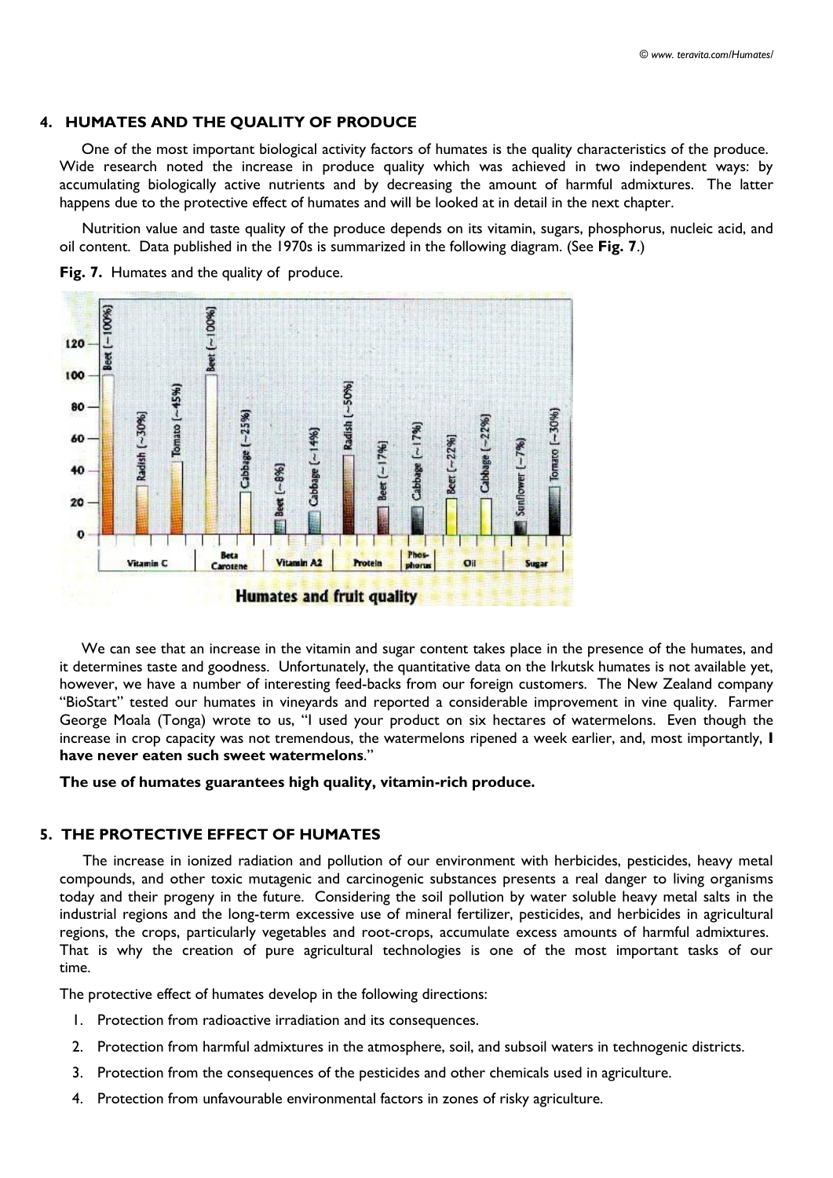## 4. HUMATES AND THE QUALITY OF PRODUCE

One of the most important biological activity factors of humates is the quality characteristics of the produce. Wide research noted the increase in produce quality which was achieved in two independent ways: by accumulating biologically active nutrients and by decreasing the amount of harmful admixtures. The latter happens due to the protective effect of humates and will be looked at in detail in the next chapter.

Nutrition value and taste quality of the produce depends on its vitamin, sugars, phosphorus, nucleic acid, and oil content. Data published in the 1970s is summarized in the following diagram. (See **Fig. 7**.)

**Fig. 7.** Humates and the quality of produce.

We can see that an increase in the vitamin and sugar content takes place in the presence of the humates, and it determines taste and goodness. Unfortunately, the quantitative data on the Irkutsk humates is not available yet, however, we have a number of interesting feed-backs from our foreign customers. The New Zealand company "BioStart" tested our humates in vineyards and reported a considerable improvement in vine quality. Farmer George Moala (Tonga) wrote to us, "I used your product on six hectares of watermelons. Even though the increase in crop capacity was not tremendous, the watermelons ripened a week earlier, and, most importantly, **I have never eaten such sweet watermelons**."

**The use of humates guarantees high quality, vitamin-rich produce.**

## 5. THE PROTECTIVE EFFECT OF HUMATES

The increase in ionized radiation and pollution of our environment with herbicides, pesticides, heavy metal compounds, and other toxic mutagenic and carcinogenic substances presents a real danger to living organisms today and their progeny in the future. Considering the soil pollution by water soluble heavy metal salts in the industrial regions and the long-term excessive use of mineral fertilizer, pesticides, and herbicides in agricultural regions, the crops, particularly vegetables and root-crops, accumulate excess amounts of harmful admixtures. That is why the creation of pure agricultural technologies is one of the most important tasks of our time.

The protective effect of humates develop in the following directions:

1. Protection from radioactive irradiation and its consequences.
2. Protection from harmful admixtures in the atmosphere, soil, and subsoil waters in technogenic districts.
3. Protection from the consequences of the pesticides and other chemicals used in agriculture.
4. Protection from unfavourable environmental factors in zones of risky agriculture.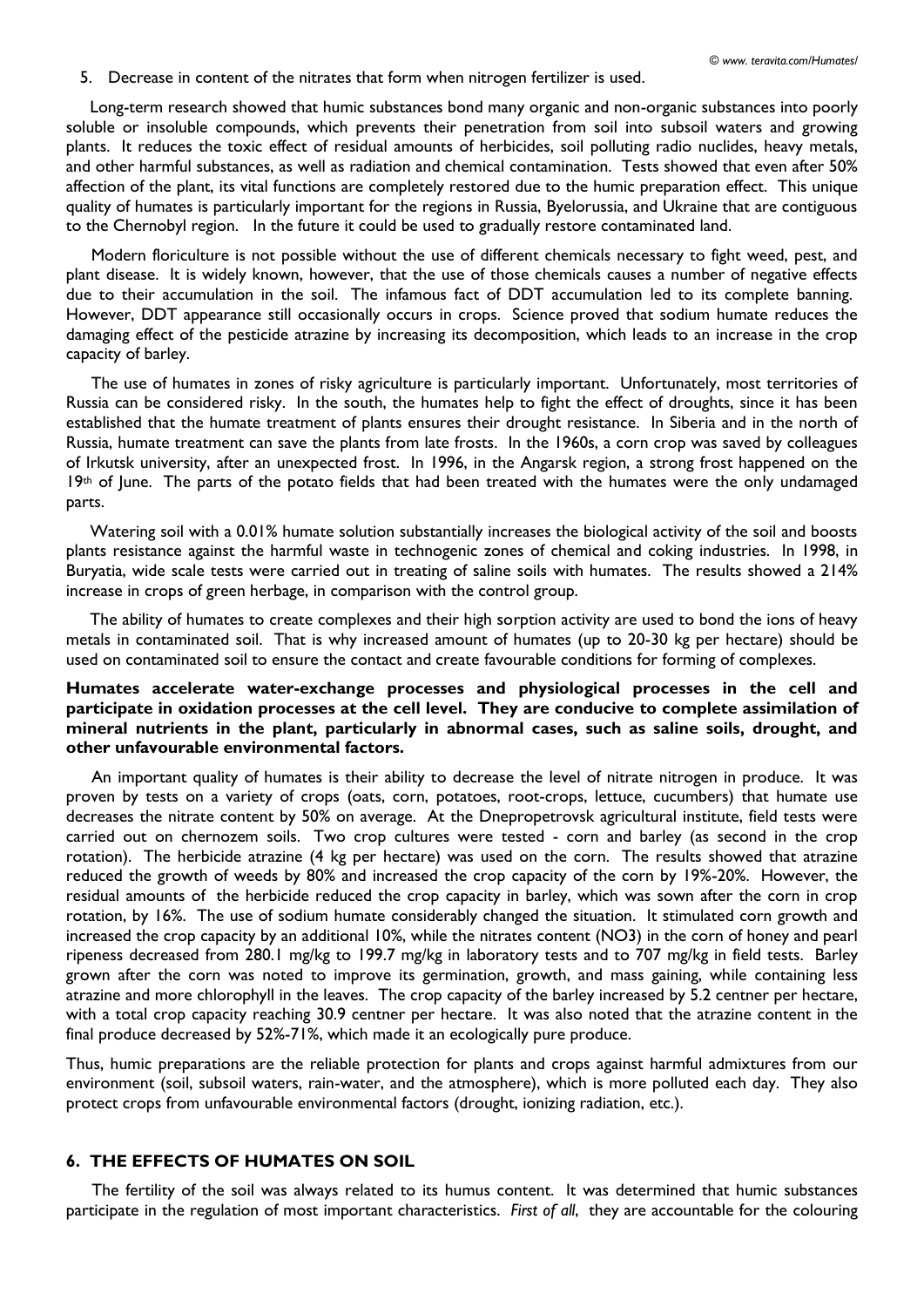5. Decrease in content of the nitrates that form when nitrogen fertilizer is used.

Long-term research showed that humic substances bond many organic and non-organic substances into poorly soluble or insoluble compounds, which prevents their penetration from soil into subsoil waters and growing plants. It reduces the toxic effect of residual amounts of herbicides, soil polluting radio nuclides, heavy metals, and other harmful substances, as well as radiation and chemical contamination. Tests showed that even after 50% affection of the plant, its vital functions are completely restored due to the humic preparation effect. This unique quality of humates is particularly important for the regions in Russia, Byelorussia, and Ukraine that are contiguous to the Chernobyl region. In the future it could be used to gradually restore contaminated land.

Modern floriculture is not possible without the use of different chemicals necessary to fight weed, pest, and plant disease. It is widely known, however, that the use of those chemicals causes a number of negative effects due to their accumulation in the soil. The infamous fact of DDT accumulation led to its complete banning. However, DDT appearance still occasionally occurs in crops. Science proved that sodium humate reduces the damaging effect of the pesticide atrazine by increasing its decomposition, which leads to an increase in the crop capacity of barley.

The use of humates in zones of risky agriculture is particularly important. Unfortunately, most territories of Russia can be considered risky. In the south, the humates help to fight the effect of droughts, since it has been established that the humate treatment of plants ensures their drought resistance. In Siberia and in the north of Russia, humate treatment can save the plants from late frosts. In the 1960s, a corn crop was saved by colleagues of Irkutsk university, after an unexpected frost. In 1996, in the Angarsk region, a strong frost happened on the 19th of June. The parts of the potato fields that had been treated with the humates were the only undamaged parts.

Watering soil with a 0.01% humate solution substantially increases the biological activity of the soil and boosts plants resistance against the harmful waste in technogenic zones of chemical and coking industries. In 1998, in Buryatia, wide scale tests were carried out in treating of saline soils with humates. The results showed a 214% increase in crops of green herbage, in comparison with the control group.

The ability of humates to create complexes and their high sorption activity are used to bond the ions of heavy metals in contaminated soil. That is why increased amount of humates (up to 20-30 kg per hectare) should be used on contaminated soil to ensure the contact and create favourable conditions for forming of complexes.

**Humates accelerate water-exchange processes and physiological processes in the cell and participate in oxidation processes at the cell level. They are conducive to complete assimilation of mineral nutrients in the plant, particularly in abnormal cases, such as saline soils, drought, and other unfavourable environmental factors.**

An important quality of humates is their ability to decrease the level of nitrate nitrogen in produce. It was proven by tests on a variety of crops (oats, corn, potatoes, root-crops, lettuce, cucumbers) that humate use decreases the nitrate content by 50% on average. At the Dnepropetrovsk agricultural institute, field tests were carried out on chernozem soils. Two crop cultures were tested - corn and barley (as second in the crop rotation). The herbicide atrazine (4 kg per hectare) was used on the corn. The results showed that atrazine reduced the growth of weeds by 80% and increased the crop capacity of the corn by 19%-20%. However, the residual amounts of the herbicide reduced the crop capacity in barley, which was sown after the corn in crop rotation, by 16%. The use of sodium humate considerably changed the situation. It stimulated corn growth and increased the crop capacity by an additional 10%, while the nitrates content ($NO_3$) in the corn of honey and pearl ripeness decreased from 280.1 mg/kg to 199.7 mg/kg in laboratory tests and to 707 mg/kg in field tests. Barley grown after the corn was noted to improve its germination, growth, and mass gaining, while containing less atrazine and more chlorophyll in the leaves. The crop capacity of the barley increased by 5.2 centner per hectare, with a total crop capacity reaching 30.9 centner per hectare. It was also noted that the atrazine content in the final produce decreased by 52%-71%, which made it an ecologically pure produce.

Thus, humic preparations are the reliable protection for plants and crops against harmful admixtures from our environment (soil, subsoil waters, rain-water, and the atmosphere), which is more polluted each day. They also protect crops from unfavourable environmental factors (drought, ionizing radiation, etc.).

## 6. THE EFFECTS OF HUMATES ON SOIL

The fertility of the soil was always related to its humus content. It was determined that humic substances participate in the regulation of most important characteristics. *First of all*, they are accountable for the colouring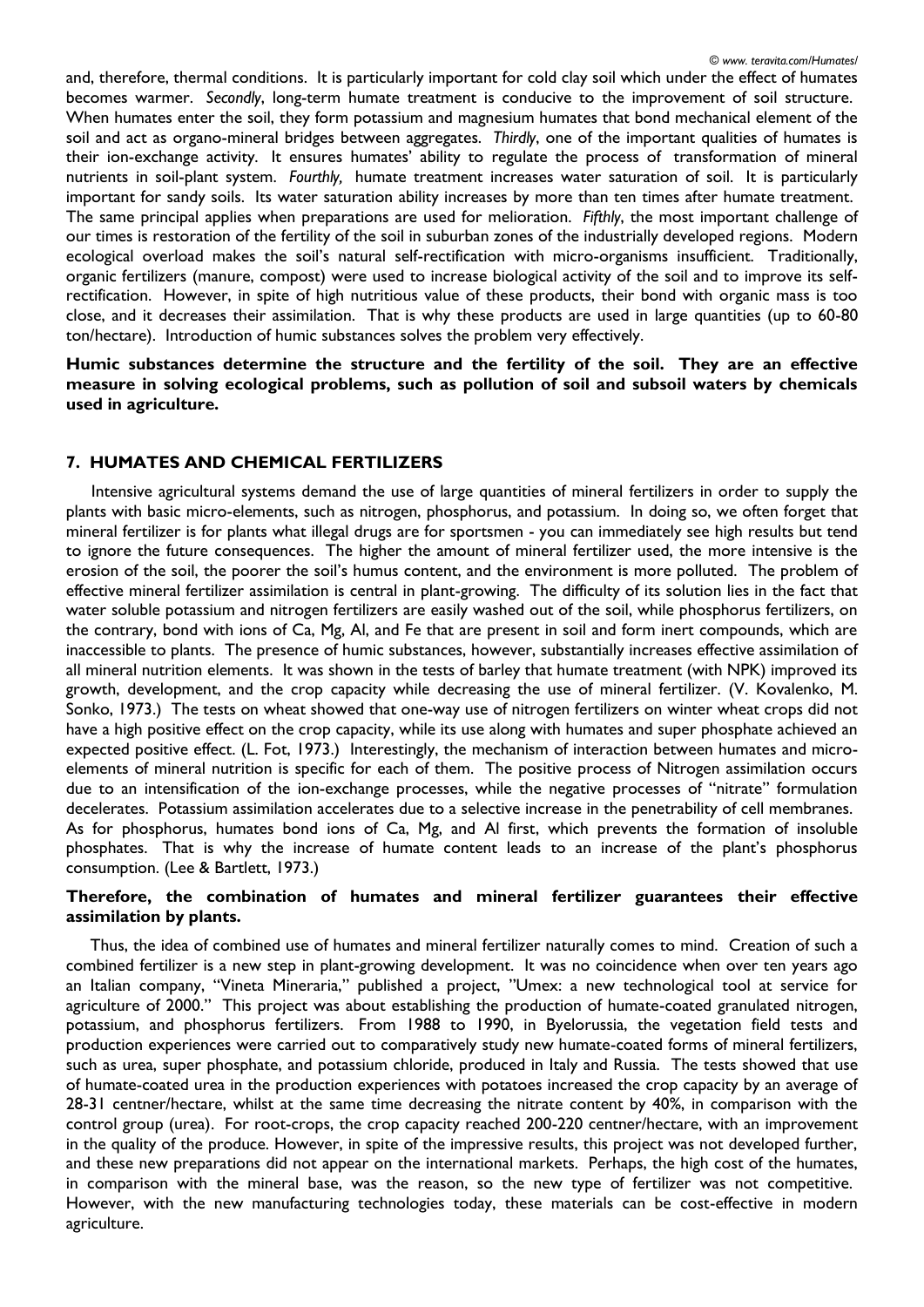and, therefore, thermal conditions. It is particularly important for cold clay soil which under the effect of humates becomes warmer. *Secondly*, long-term humate treatment is conducive to the improvement of soil structure. When humates enter the soil, they form potassium and magnesium humates that bond mechanical element of the soil and act as organo-mineral bridges between aggregates. *Thirdly*, one of the important qualities of humates is their ion-exchange activity. It ensures humates' ability to regulate the process of transformation of mineral nutrients in soil-plant system. *Fourthly,* humate treatment increases water saturation of soil. It is particularly important for sandy soils. Its water saturation ability increases by more than ten times after humate treatment. The same principal applies when preparations are used for melioration. *Fifthly*, the most important challenge of our times is restoration of the fertility of the soil in suburban zones of the industrially developed regions. Modern ecological overload makes the soil's natural self-rectification with micro-organisms insufficient. Traditionally, organic fertilizers (manure, compost) were used to increase biological activity of the soil and to improve its self-rectification. However, in spite of high nutritious value of these products, their bond with organic mass is too close, and it decreases their assimilation. That is why these products are used in large quantities (up to 60-80 ton/hectare). Introduction of humic substances solves the problem very effectively.

**Humic substances determine the structure and the fertility of the soil. They are an effective measure in solving ecological problems, such as pollution of soil and subsoil waters by chemicals used in agriculture.**

## 7. HUMATES AND CHEMICAL FERTILIZERS

Intensive agricultural systems demand the use of large quantities of mineral fertilizers in order to supply the plants with basic micro-elements, such as nitrogen, phosphorus, and potassium. In doing so, we often forget that mineral fertilizer is for plants what illegal drugs are for sportsmen - you can immediately see high results but tend to ignore the future consequences. The higher the amount of mineral fertilizer used, the more intensive is the erosion of the soil, the poorer the soil's humus content, and the environment is more polluted. The problem of effective mineral fertilizer assimilation is central in plant-growing. The difficulty of its solution lies in the fact that water soluble potassium and nitrogen fertilizers are easily washed out of the soil, while phosphorus fertilizers, on the contrary, bond with ions of Ca, Mg, Al, and Fe that are present in soil and form inert compounds, which are inaccessible to plants. The presence of humic substances, however, substantially increases effective assimilation of all mineral nutrition elements. It was shown in the tests of barley that humate treatment (with NPK) improved its growth, development, and the crop capacity while decreasing the use of mineral fertilizer. (V. Kovalenko, M. Sonko, 1973.) The tests on wheat showed that one-way use of nitrogen fertilizers on winter wheat crops did not have a high positive effect on the crop capacity, while its use along with humates and super phosphate achieved an expected positive effect. (L. Fot, 1973.) Interestingly, the mechanism of interaction between humates and micro-elements of mineral nutrition is specific for each of them. The positive process of Nitrogen assimilation occurs due to an intensification of the ion-exchange processes, while the negative processes of "nitrate" formulation decelerates. Potassium assimilation accelerates due to a selective increase in the penetrability of cell membranes. As for phosphorus, humates bond ions of Ca, Mg, and Al first, which prevents the formation of insoluble phosphates. That is why the increase of humate content leads to an increase of the plant's phosphorus consumption. (Lee & Bartlett, 1973.)

**Therefore, the combination of humates and mineral fertilizer guarantees their effective assimilation by plants.**

Thus, the idea of combined use of humates and mineral fertilizer naturally comes to mind. Creation of such a combined fertilizer is a new step in plant-growing development. It was no coincidence when over ten years ago an Italian company, "Vineta Mineraria," published a project, "Umex: a new technological tool at service for agriculture of 2000." This project was about establishing the production of humate-coated granulated nitrogen, potassium, and phosphorus fertilizers. From 1988 to 1990, in Byelorussia, the vegetation field tests and production experiences were carried out to comparatively study new humate-coated forms of mineral fertilizers, such as urea, super phosphate, and potassium chloride, produced in Italy and Russia. The tests showed that use of humate-coated urea in the production experiences with potatoes increased the crop capacity by an average of 28-31 centner/hectare, whilst at the same time decreasing the nitrate content by 40%, in comparison with the control group (urea). For root-crops, the crop capacity reached 200-220 centner/hectare, with an improvement in the quality of the produce. However, in spite of the impressive results, this project was not developed further, and these new preparations did not appear on the international markets. Perhaps, the high cost of the humates, in comparison with the mineral base, was the reason, so the new type of fertilizer was not competitive. However, with the new manufacturing technologies today, these materials can be cost-effective in modern agriculture.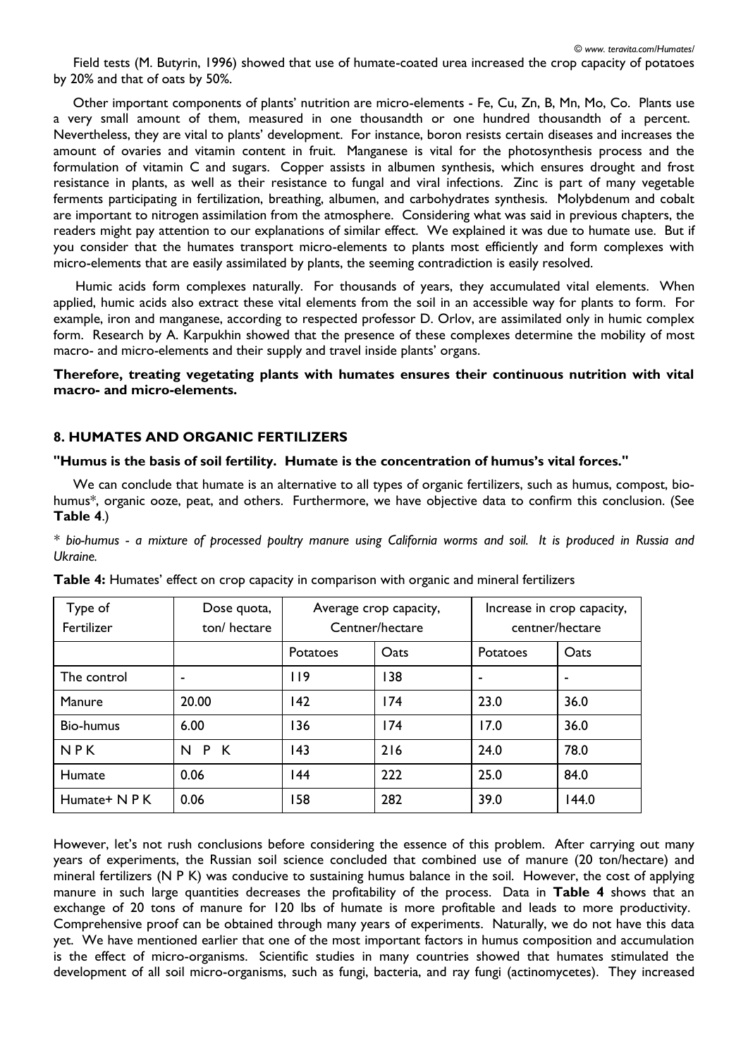Field tests (M. Butyrin, 1996) showed that use of humate-coated urea increased the crop capacity of potatoes by 20% and that of oats by 50%.

Other important components of plants' nutrition are micro-elements - Fe, Cu, Zn, B, Mn, Mo, Co. Plants use a very small amount of them, measured in one thousandth or one hundred thousandth of a percent. Nevertheless, they are vital to plants' development. For instance, boron resists certain diseases and increases the amount of ovaries and vitamin content in fruit. Manganese is vital for the photosynthesis process and the formulation of vitamin C and sugars. Copper assists in albumen synthesis, which ensures drought and frost resistance in plants, as well as their resistance to fungal and viral infections. Zinc is part of many vegetable ferments participating in fertilization, breathing, albumen, and carbohydrates synthesis. Molybdenum and cobalt are important to nitrogen assimilation from the atmosphere. Considering what was said in previous chapters, the readers might pay attention to our explanations of similar effect. We explained it was due to humate use. But if you consider that the humates transport micro-elements to plants most efficiently and form complexes with micro-elements that are easily assimilated by plants, the seeming contradiction is easily resolved.

Humic acids form complexes naturally. For thousands of years, they accumulated vital elements. When applied, humic acids also extract these vital elements from the soil in an accessible way for plants to form. For example, iron and manganese, according to respected professor D. Orlov, are assimilated only in humic complex form. Research by A. Karpukhin showed that the presence of these complexes determine the mobility of most macro- and micro-elements and their supply and travel inside plants' organs.

**Therefore, treating vegetating plants with humates ensures their continuous nutrition with vital macro- and micro-elements.**

## 8. HUMATES AND ORGANIC FERTILIZERS

**"Humus is the basis of soil fertility. Humate is the concentration of humus's vital forces."**

We can conclude that humate is an alternative to all types of organic fertilizers, such as humus, compost, bio-humus*, organic ooze, peat, and others. Furthermore, we have objective data to confirm this conclusion. (See **Table 4**.)

\* *bio-humus - a mixture of processed poultry manure using California worms and soil. It is produced in Russia and Ukraine.*

**Table 4:** Humates' effect on crop capacity in comparison with organic and mineral fertilizers

| Type of Fertilizer | Dose quota, ton/ hectare | Average crop capacity, Centner/hectare | | Increase in crop capacity, centner/hectare | |
|---|---|---|---|---|---|
| | | Potatoes | Oats | Potatoes | Oats |
| The control | - | 119 | 138 | - | - |
| Manure | 20.00 | 142 | 174 | 23.0 | 36.0 |
| Bio-humus | 6.00 | 136 | 174 | 17.0 | 36.0 |
| N P K | N P K | 143 | 216 | 24.0 | 78.0 |
| Humate | 0.06 | 144 | 222 | 25.0 | 84.0 |
| Humate+ N P K | 0.06 | 158 | 282 | 39.0 | 144.0 |

However, let's not rush conclusions before considering the essence of this problem. After carrying out many years of experiments, the Russian soil science concluded that combined use of manure (20 ton/hectare) and mineral fertilizers (N P K) was conducive to sustaining humus balance in the soil. However, the cost of applying manure in such large quantities decreases the profitability of the process. Data in **Table 4** shows that an exchange of 20 tons of manure for 120 lbs of humate is more profitable and leads to more productivity. Comprehensive proof can be obtained through many years of experiments. Naturally, we do not have this data yet. We have mentioned earlier that one of the most important factors in humus composition and accumulation is the effect of micro-organisms. Scientific studies in many countries showed that humates stimulated the development of all soil micro-organisms, such as fungi, bacteria, and ray fungi (actinomycetes). They increased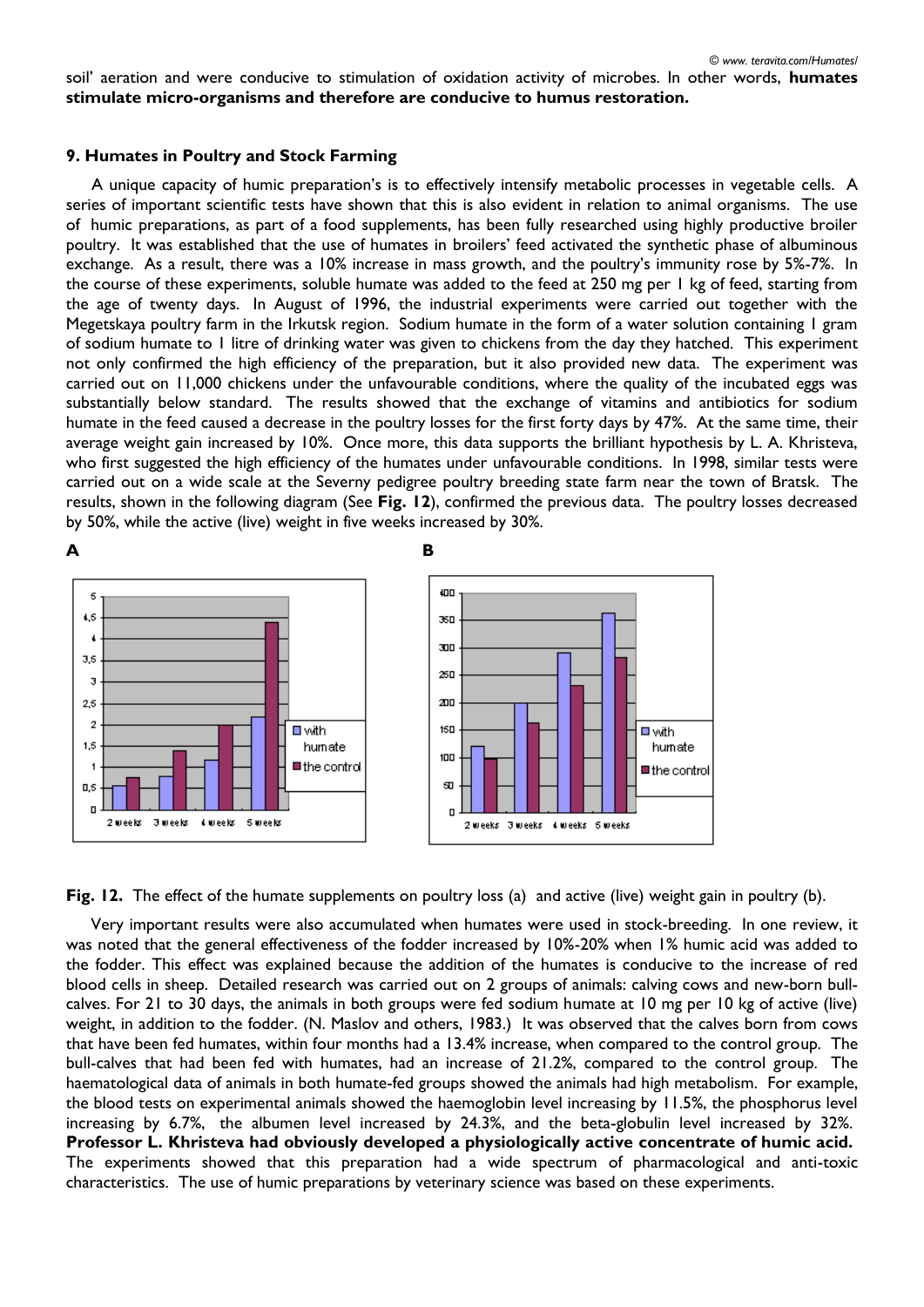soil' aeration and were conducive to stimulation of oxidation activity of microbes. In other words, **humates stimulate micro-organisms and therefore are conducive to humus restoration.**

### 9. Humates in Poultry and Stock Farming

A unique capacity of humic preparation's is to effectively intensify metabolic processes in vegetable cells. A series of important scientific tests have shown that this is also evident in relation to animal organisms. The use of humic preparations, as part of a food supplements, has been fully researched using highly productive broiler poultry. It was established that the use of humates in broilers' feed activated the synthetic phase of albuminous exchange. As a result, there was a 10% increase in mass growth, and the poultry's immunity rose by 5%-7%. In the course of these experiments, soluble humate was added to the feed at 250 mg per 1 kg of feed, starting from the age of twenty days. In August of 1996, the industrial experiments were carried out together with the Megetskaya poultry farm in the Irkutsk region. Sodium humate in the form of a water solution containing 1 gram of sodium humate to 1 litre of drinking water was given to chickens from the day they hatched. This experiment not only confirmed the high efficiency of the preparation, but it also provided new data. The experiment was carried out on 11,000 chickens under the unfavourable conditions, where the quality of the incubated eggs was substantially below standard. The results showed that the exchange of vitamins and antibiotics for sodium humate in the feed caused a decrease in the poultry losses for the first forty days by 47%. At the same time, their average weight gain increased by 10%. Once more, this data supports the brilliant hypothesis by L. A. Khristeva, who first suggested the high efficiency of the humates under unfavourable conditions. In 1998, similar tests were carried out on a wide scale at the Severny pedigree poultry breeding state farm near the town of Bratsk. The results, shown in the following diagram (See **Fig. 12**), confirmed the previous data. The poultry losses decreased by 50%, while the active (live) weight in five weeks increased by 30%.

**Fig. 12.** The effect of the humate supplements on poultry loss (a) and active (live) weight gain in poultry (b).

Very important results were also accumulated when humates were used in stock-breeding. In one review, it was noted that the general effectiveness of the fodder increased by 10%-20% when 1% humic acid was added to the fodder. This effect was explained because the addition of the humates is conducive to the increase of red blood cells in sheep. Detailed research was carried out on 2 groups of animals: calving cows and new-born bull-calves. For 21 to 30 days, the animals in both groups were fed sodium humate at 10 mg per 10 kg of active (live) weight, in addition to the fodder. (N. Maslov and others, 1983.) It was observed that the calves born from cows that have been fed humates, within four months had a 13.4% increase, when compared to the control group. The bull-calves that had been fed with humates, had an increase of 21.2%, compared to the control group. The haematological data of animals in both humate-fed groups showed the animals had high metabolism. For example, the blood tests on experimental animals showed the haemoglobin level increasing by 11.5%, the phosphorus level increasing by 6.7%, the albumen level increased by 24.3%, and the beta-globulin level increased by 32%. **Professor L. Khristeva had obviously developed a physiologically active concentrate of humic acid.** The experiments showed that this preparation had a wide spectrum of pharmacological and anti-toxic characteristics. The use of humic preparations by veterinary science was based on these experiments.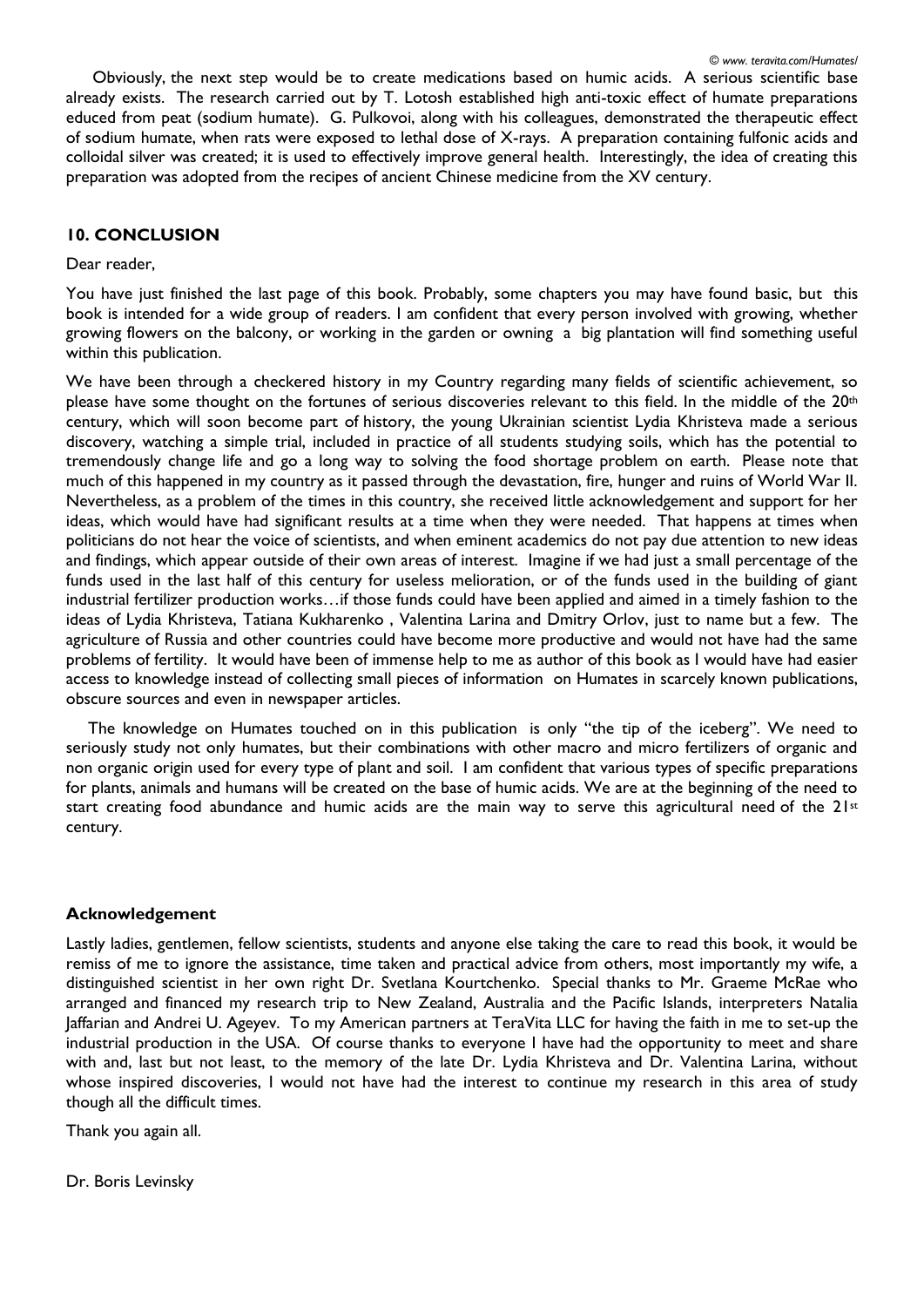Obviously, the next step would be to create medications based on humic acids. A serious scientific base already exists. The research carried out by T. Lotosh established high anti-toxic effect of humate preparations educed from peat (sodium humate). G. Pulkovoi, along with his colleagues, demonstrated the therapeutic effect of sodium humate, when rats were exposed to lethal dose of X-rays. A preparation containing fulfonic acids and colloidal silver was created; it is used to effectively improve general health. Interestingly, the idea of creating this preparation was adopted from the recipes of ancient Chinese medicine from the XV century.

## 10. CONCLUSION

Dear reader,

You have just finished the last page of this book. Probably, some chapters you may have found basic, but this book is intended for a wide group of readers. I am confident that every person involved with growing, whether growing flowers on the balcony, or working in the garden or owning a big plantation will find something useful within this publication.

We have been through a checkered history in my Country regarding many fields of scientific achievement, so please have some thought on the fortunes of serious discoveries relevant to this field. In the middle of the 20th century, which will soon become part of history, the young Ukrainian scientist Lydia Khristeva made a serious discovery, watching a simple trial, included in practice of all students studying soils, which has the potential to tremendously change life and go a long way to solving the food shortage problem on earth. Please note that much of this happened in my country as it passed through the devastation, fire, hunger and ruins of World War II. Nevertheless, as a problem of the times in this country, she received little acknowledgement and support for her ideas, which would have had significant results at a time when they were needed. That happens at times when politicians do not hear the voice of scientists, and when eminent academics do not pay due attention to new ideas and findings, which appear outside of their own areas of interest. Imagine if we had just a small percentage of the funds used in the last half of this century for useless melioration, or of the funds used in the building of giant industrial fertilizer production works…if those funds could have been applied and aimed in a timely fashion to the ideas of Lydia Khristeva, Tatiana Kukharenko , Valentina Larina and Dmitry Orlov, just to name but a few. The agriculture of Russia and other countries could have become more productive and would not have had the same problems of fertility. It would have been of immense help to me as author of this book as I would have had easier access to knowledge instead of collecting small pieces of information on Humates in scarcely known publications, obscure sources and even in newspaper articles.

The knowledge on Humates touched on in this publication is only "the tip of the iceberg". We need to seriously study not only humates, but their combinations with other macro and micro fertilizers of organic and non organic origin used for every type of plant and soil. I am confident that various types of specific preparations for plants, animals and humans will be created on the base of humic acids. We are at the beginning of the need to start creating food abundance and humic acids are the main way to serve this agricultural need of the 21st century.

### Acknowledgement

Lastly ladies, gentlemen, fellow scientists, students and anyone else taking the care to read this book, it would be remiss of me to ignore the assistance, time taken and practical advice from others, most importantly my wife, a distinguished scientist in her own right Dr. Svetlana Kourtchenko. Special thanks to Mr. Graeme McRae who arranged and financed my research trip to New Zealand, Australia and the Pacific Islands, interpreters Natalia Jaffarian and Andrei U. Ageyev. To my American partners at TeraVita LLC for having the faith in me to set-up the industrial production in the USA. Of course thanks to everyone I have had the opportunity to meet and share with and, last but not least, to the memory of the late Dr. Lydia Khristeva and Dr. Valentina Larina, without whose inspired discoveries, I would not have had the interest to continue my research in this area of study though all the difficult times.

Thank you again all.

Dr. Boris Levinsky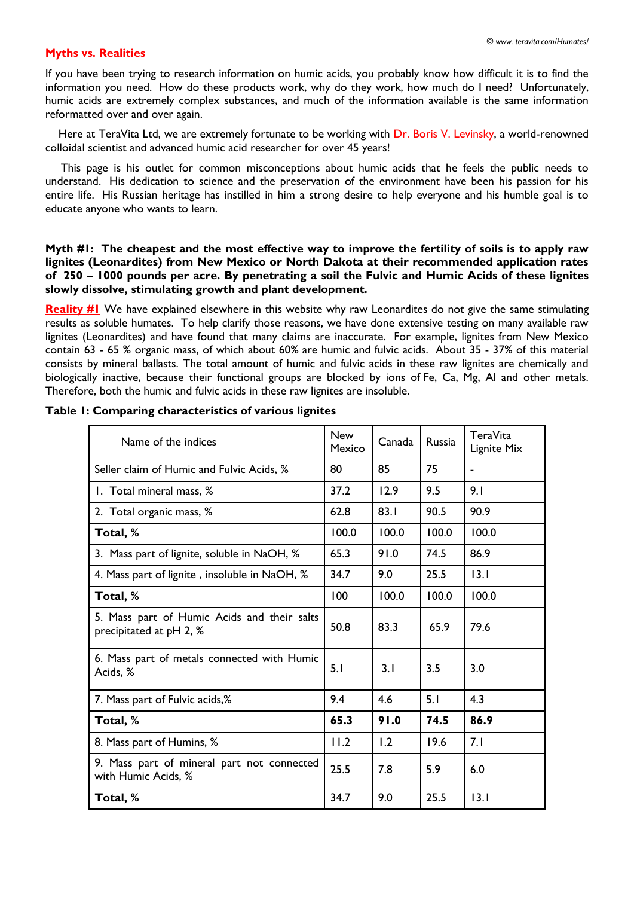## Myths vs. Realities

If you have been trying to research information on humic acids, you probably know how difficult it is to find the information you need. How do these products work, why do they work, how much do I need? Unfortunately, humic acids are extremely complex substances, and much of the information available is the same information reformatted over and over again.

Here at TeraVita Ltd, we are extremely fortunate to be working with Dr. Boris V. Levinsky, a world-renowned colloidal scientist and advanced humic acid researcher for over 45 years!

This page is his outlet for common misconceptions about humic acids that he feels the public needs to understand. His dedication to science and the preservation of the environment have been his passion for his entire life. His Russian heritage has instilled in him a strong desire to help everyone and his humble goal is to educate anyone who wants to learn.

**Myth #1: The cheapest and the most effective way to improve the fertility of soils is to apply raw lignites (Leonardites) from New Mexico or North Dakota at their recommended application rates of 250 – 1000 pounds per acre. By penetrating a soil the Fulvic and Humic Acids of these lignites slowly dissolve, stimulating growth and plant development.**

**Reality #1** We have explained elsewhere in this website why raw Leonardites do not give the same stimulating results as soluble humates. To help clarify those reasons, we have done extensive testing on many available raw lignites (Leonardites) and have found that many claims are inaccurate. For example, lignites from New Mexico contain 63 - 65 % organic mass, of which about 60% are humic and fulvic acids. About 35 - 37% of this material consists by mineral ballasts. The total amount of humic and fulvic acids in these raw lignites are chemically and biologically inactive, because their functional groups are blocked by ions of Fe, Ca, Mg, Al and other metals. Therefore, both the humic and fulvic acids in these raw lignites are insoluble.

**Table 1: Comparing characteristics of various lignites**

| Name of the indices | New Mexico | Canada | Russia | TeraVita Lignite Mix |
|---|---|---|---|---|
| Seller claim of Humic and Fulvic Acids, % | 80 | 85 | 75 | - |
| 1. Total mineral mass, % | 37.2 | 12.9 | 9.5 | 9.1 |
| 2. Total organic mass, % | 62.8 | 83.1 | 90.5 | 90.9 |
| **Total, %** | 100.0 | 100.0 | 100.0 | 100.0 |
| 3. Mass part of lignite, soluble in NaOH, % | 65.3 | 91.0 | 74.5 | 86.9 |
| 4. Mass part of lignite , insoluble in NaOH, % | 34.7 | 9.0 | 25.5 | 13.1 |
| **Total, %** | 100 | 100.0 | 100.0 | 100.0 |
| 5. Mass part of Humic Acids and their salts precipitated at pH 2, % | 50.8 | 83.3 | 65.9 | 79.6 |
| 6. Mass part of metals connected with Humic Acids, % | 5.1 | 3.1 | 3.5 | 3.0 |
| 7. Mass part of Fulvic acids,% | 9.4 | 4.6 | 5.1 | 4.3 |
| **Total, %** | **65.3** | **91.0** | **74.5** | **86.9** |
| 8. Mass part of Humins, % | 11.2 | 1.2 | 19.6 | 7.1 |
| 9. Mass part of mineral part not connected with Humic Acids, % | 25.5 | 7.8 | 5.9 | 6.0 |
| **Total, %** | 34.7 | 9.0 | 25.5 | 13.1 |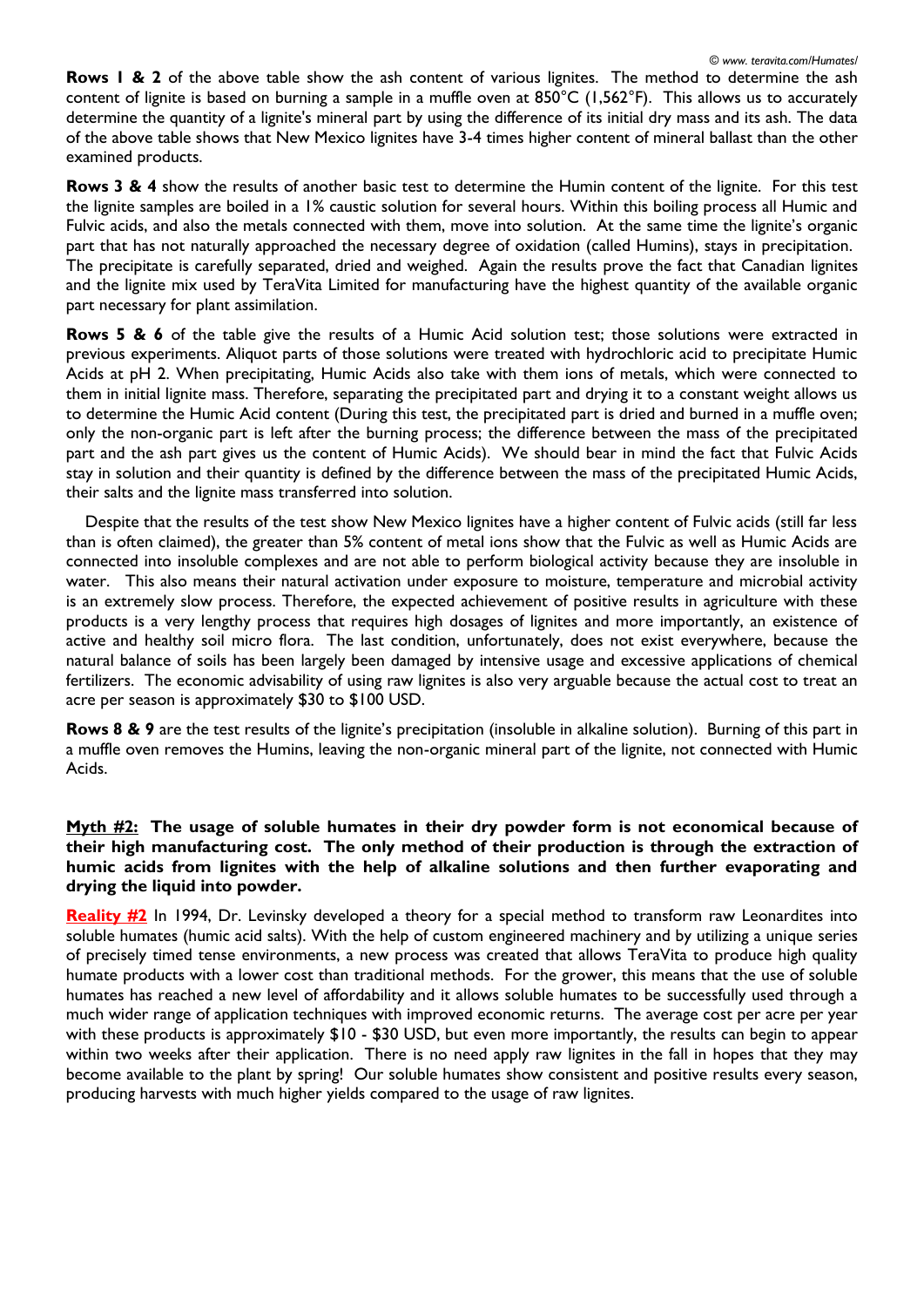**Rows 1 & 2** of the above table show the ash content of various lignites. The method to determine the ash content of lignite is based on burning a sample in a muffle oven at 850°C (1,562°F). This allows us to accurately determine the quantity of a lignite's mineral part by using the difference of its initial dry mass and its ash. The data of the above table shows that New Mexico lignites have 3-4 times higher content of mineral ballast than the other examined products.

**Rows 3 & 4** show the results of another basic test to determine the Humin content of the lignite. For this test the lignite samples are boiled in a 1% caustic solution for several hours. Within this boiling process all Humic and Fulvic acids, and also the metals connected with them, move into solution. At the same time the lignite's organic part that has not naturally approached the necessary degree of oxidation (called Humins), stays in precipitation. The precipitate is carefully separated, dried and weighed. Again the results prove the fact that Canadian lignites and the lignite mix used by TeraVita Limited for manufacturing have the highest quantity of the available organic part necessary for plant assimilation.

**Rows 5 & 6** of the table give the results of a Humic Acid solution test; those solutions were extracted in previous experiments. Aliquot parts of those solutions were treated with hydrochloric acid to precipitate Humic Acids at pH 2. When precipitating, Humic Acids also take with them ions of metals, which were connected to them in initial lignite mass. Therefore, separating the precipitated part and drying it to a constant weight allows us to determine the Humic Acid content (During this test, the precipitated part is dried and burned in a muffle oven; only the non-organic part is left after the burning process; the difference between the mass of the precipitated part and the ash part gives us the content of Humic Acids). We should bear in mind the fact that Fulvic Acids stay in solution and their quantity is defined by the difference between the mass of the precipitated Humic Acids, their salts and the lignite mass transferred into solution.

Despite that the results of the test show New Mexico lignites have a higher content of Fulvic acids (still far less than is often claimed), the greater than 5% content of metal ions show that the Fulvic as well as Humic Acids are connected into insoluble complexes and are not able to perform biological activity because they are insoluble in water. This also means their natural activation under exposure to moisture, temperature and microbial activity is an extremely slow process. Therefore, the expected achievement of positive results in agriculture with these products is a very lengthy process that requires high dosages of lignites and more importantly, an existence of active and healthy soil micro flora. The last condition, unfortunately, does not exist everywhere, because the natural balance of soils has been largely been damaged by intensive usage and excessive applications of chemical fertilizers. The economic advisability of using raw lignites is also very arguable because the actual cost to treat an acre per season is approximately $30 to $100 USD.

**Rows 8 & 9** are the test results of the lignite's precipitation (insoluble in alkaline solution). Burning of this part in a muffle oven removes the Humins, leaving the non-organic mineral part of the lignite, not connected with Humic Acids.

**Myth #2: The usage of soluble humates in their dry powder form is not economical because of their high manufacturing cost. The only method of their production is through the extraction of humic acids from lignites with the help of alkaline solutions and then further evaporating and drying the liquid into powder.**

**Reality #2** In 1994, Dr. Levinsky developed a theory for a special method to transform raw Leonardites into soluble humates (humic acid salts). With the help of custom engineered machinery and by utilizing a unique series of precisely timed tense environments, a new process was created that allows TeraVita to produce high quality humate products with a lower cost than traditional methods. For the grower, this means that the use of soluble humates has reached a new level of affordability and it allows soluble humates to be successfully used through a much wider range of application techniques with improved economic returns. The average cost per acre per year with these products is approximately $10 - $30 USD, but even more importantly, the results can begin to appear within two weeks after their application. There is no need apply raw lignites in the fall in hopes that they may become available to the plant by spring! Our soluble humates show consistent and positive results every season, producing harvests with much higher yields compared to the usage of raw lignites.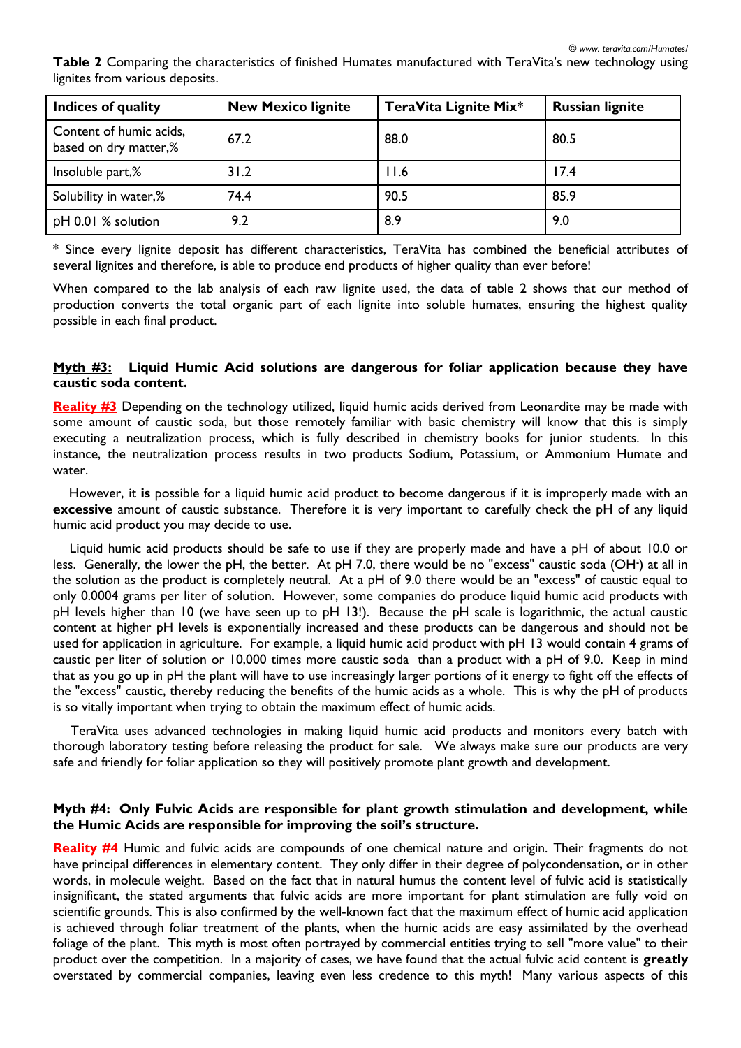**Table 2** Comparing the characteristics of finished Humates manufactured with TeraVita's new technology using lignites from various deposits.

| Indices of quality | New Mexico lignite | TeraVita Lignite Mix* | Russian lignite |
|---|---|---|---|
| Content of humic acids, based on dry matter,% | 67.2 | 88.0 | 80.5 |
| Insoluble part,% | 31.2 | 11.6 | 17.4 |
| Solubility in water,% | 74.4 | 90.5 | 85.9 |
| pH 0.01 % solution | 9.2 | 8.9 | 9.0 |

* Since every lignite deposit has different characteristics, TeraVita has combined the beneficial attributes of several lignites and therefore, is able to produce end products of higher quality than ever before!

When compared to the lab analysis of each raw lignite used, the data of table 2 shows that our method of production converts the total organic part of each lignite into soluble humates, ensuring the highest quality possible in each final product.

**Myth #3: Liquid Humic Acid solutions are dangerous for foliar application because they have caustic soda content.**

**Reality #3** Depending on the technology utilized, liquid humic acids derived from Leonardite may be made with some amount of caustic soda, but those remotely familiar with basic chemistry will know that this is simply executing a neutralization process, which is fully described in chemistry books for junior students. In this instance, the neutralization process results in two products Sodium, Potassium, or Ammonium Humate and water.

However, it **is** possible for a liquid humic acid product to become dangerous if it is improperly made with an **excessive** amount of caustic substance. Therefore it is very important to carefully check the pH of any liquid humic acid product you may decide to use.

Liquid humic acid products should be safe to use if they are properly made and have a pH of about 10.0 or less. Generally, the lower the pH, the better. At pH 7.0, there would be no "excess" caustic soda ($OH^-$) at all in the solution as the product is completely neutral. At a pH of 9.0 there would be an "excess" of caustic equal to only 0.0004 grams per liter of solution. However, some companies do produce liquid humic acid products with pH levels higher than 10 (we have seen up to pH 13!). Because the pH scale is logarithmic, the actual caustic content at higher pH levels is exponentially increased and these products can be dangerous and should not be used for application in agriculture. For example, a liquid humic acid product with pH 13 would contain 4 grams of caustic per liter of solution or 10,000 times more caustic soda than a product with a pH of 9.0. Keep in mind that as you go up in pH the plant will have to use increasingly larger portions of it energy to fight off the effects of the "excess" caustic, thereby reducing the benefits of the humic acids as a whole. This is why the pH of products is so vitally important when trying to obtain the maximum effect of humic acids.

TeraVita uses advanced technologies in making liquid humic acid products and monitors every batch with thorough laboratory testing before releasing the product for sale. We always make sure our products are very safe and friendly for foliar application so they will positively promote plant growth and development.

**Myth #4: Only Fulvic Acids are responsible for plant growth stimulation and development, while the Humic Acids are responsible for improving the soil's structure.**

**Reality #4** Humic and fulvic acids are compounds of one chemical nature and origin. Their fragments do not have principal differences in elementary content. They only differ in their degree of polycondensation, or in other words, in molecule weight. Based on the fact that in natural humus the content level of fulvic acid is statistically insignificant, the stated arguments that fulvic acids are more important for plant stimulation are fully void on scientific grounds. This is also confirmed by the well-known fact that the maximum effect of humic acid application is achieved through foliar treatment of the plants, when the humic acids are easy assimilated by the overhead foliage of the plant. This myth is most often portrayed by commercial entities trying to sell "more value" to their product over the competition. In a majority of cases, we have found that the actual fulvic acid content is **greatly** overstated by commercial companies, leaving even less credence to this myth! Many various aspects of this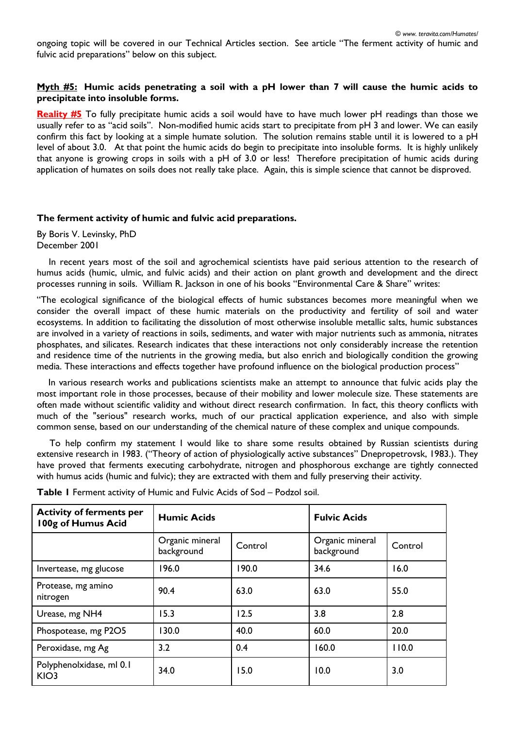ongoing topic will be covered in our Technical Articles section. See article "The ferment activity of humic and fulvic acid preparations" below on this subject.

**Myth #5: Humic acids penetrating a soil with a pH lower than 7 will cause the humic acids to precipitate into insoluble forms.**

**Reality #5** To fully precipitate humic acids a soil would have to have much lower pH readings than those we usually refer to as "acid soils". Non-modified humic acids start to precipitate from pH 3 and lower. We can easily confirm this fact by looking at a simple humate solution. The solution remains stable until it is lowered to a pH level of about 3.0. At that point the humic acids do begin to precipitate into insoluble forms. It is highly unlikely that anyone is growing crops in soils with a pH of 3.0 or less! Therefore precipitation of humic acids during application of humates on soils does not really take place. Again, this is simple science that cannot be disproved.

**The ferment activity of humic and fulvic acid preparations.**

By Boris V. Levinsky, PhD
December 2001

In recent years most of the soil and agrochemical scientists have paid serious attention to the research of humus acids (humic, ulmic, and fulvic acids) and their action on plant growth and development and the direct processes running in soils. William R. Jackson in one of his books "Environmental Care & Share" writes:

"The ecological significance of the biological effects of humic substances becomes more meaningful when we consider the overall impact of these humic materials on the productivity and fertility of soil and water ecosystems. In addition to facilitating the dissolution of most otherwise insoluble metallic salts, humic substances are involved in a variety of reactions in soils, sediments, and water with major nutrients such as ammonia, nitrates phosphates, and silicates. Research indicates that these interactions not only considerably increase the retention and residence time of the nutrients in the growing media, but also enrich and biologically condition the growing media. These interactions and effects together have profound influence on the biological production process"

In various research works and publications scientists make an attempt to announce that fulvic acids play the most important role in those processes, because of their mobility and lower molecule size. These statements are often made without scientific validity and without direct research confirmation. In fact, this theory conflicts with much of the "serious" research works, much of our practical application experience, and also with simple common sense, based on our understanding of the chemical nature of these complex and unique compounds.

To help confirm my statement I would like to share some results obtained by Russian scientists during extensive research in 1983. ("Theory of action of physiologically active substances" Dnepropetrovsk, 1983.). They have proved that ferments executing carbohydrate, nitrogen and phosphorous exchange are tightly connected with humus acids (humic and fulvic); they are extracted with them and fully preserving their activity.

**Table 1** Ferment activity of Humic and Fulvic Acids of Sod – Podzol soil.

| Activity of ferments per 100g of Humus Acid | Humic Acids | | Fulvic Acids | |
|---|---|---|---|---|
| | Organic mineral background | Control | Organic mineral background | Control |
| Invertease, mg glucose | 196.0 | 190.0 | 34.6 | 16.0 |
| Protease, mg amino nitrogen | 90.4 | 63.0 | 63.0 | 55.0 |
| Urease, mg NH4 | 15.3 | 12.5 | 3.8 | 2.8 |
| Phospotease, mg P2O5 | 130.0 | 40.0 | 60.0 | 20.0 |
| Peroxidase, mg Ag | 3.2 | 0.4 | 160.0 | 110.0 |
| Polyphenolxidase, ml 0.1 KIO3 | 34.0 | 15.0 | 10.0 | 3.0 |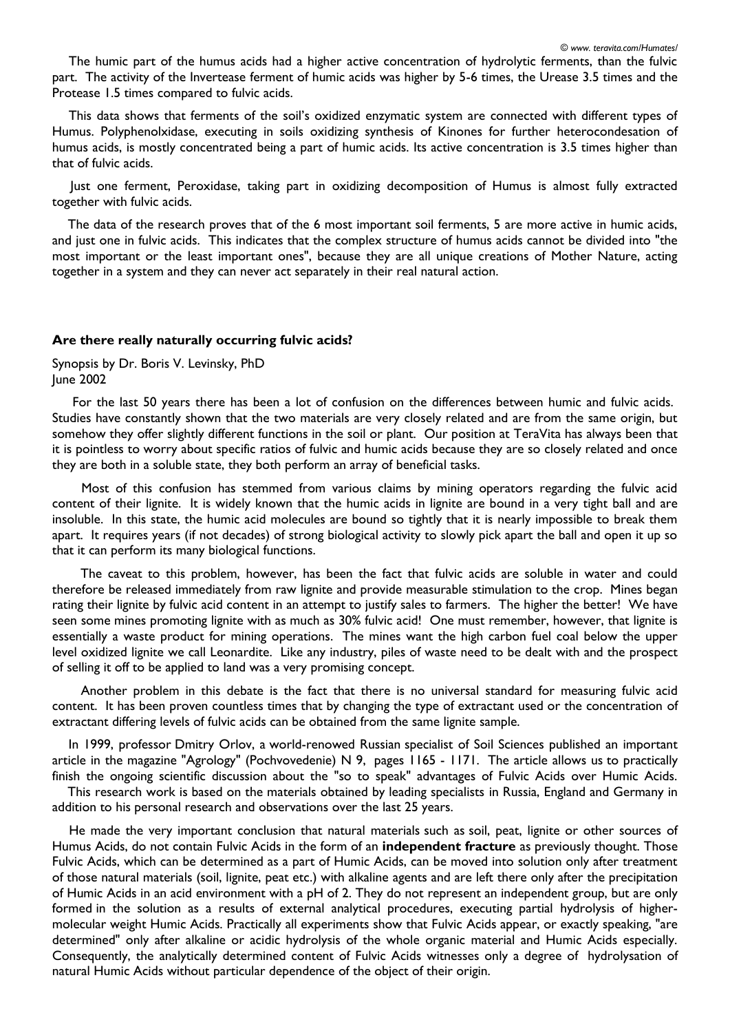The humic part of the humus acids had a higher active concentration of hydrolytic ferments, than the fulvic part. The activity of the Invertease ferment of humic acids was higher by 5-6 times, the Urease 3.5 times and the Protease 1.5 times compared to fulvic acids.

This data shows that ferments of the soil's oxidized enzymatic system are connected with different types of Humus. Polyphenolxidase, executing in soils oxidizing synthesis of Kinones for further heterocondesation of humus acids, is mostly concentrated being a part of humic acids. Its active concentration is 3.5 times higher than that of fulvic acids.

Just one ferment, Peroxidase, taking part in oxidizing decomposition of Humus is almost fully extracted together with fulvic acids.

The data of the research proves that of the 6 most important soil ferments, 5 are more active in humic acids, and just one in fulvic acids. This indicates that the complex structure of humus acids cannot be divided into "the most important or the least important ones", because they are all unique creations of Mother Nature, acting together in a system and they can never act separately in their real natural action.

**Are there really naturally occurring fulvic acids?**

Synopsis by Dr. Boris V. Levinsky, PhD
June 2002

For the last 50 years there has been a lot of confusion on the differences between humic and fulvic acids. Studies have constantly shown that the two materials are very closely related and are from the same origin, but somehow they offer slightly different functions in the soil or plant. Our position at TeraVita has always been that it is pointless to worry about specific ratios of fulvic and humic acids because they are so closely related and once they are both in a soluble state, they both perform an array of beneficial tasks.

Most of this confusion has stemmed from various claims by mining operators regarding the fulvic acid content of their lignite. It is widely known that the humic acids in lignite are bound in a very tight ball and are insoluble. In this state, the humic acid molecules are bound so tightly that it is nearly impossible to break them apart. It requires years (if not decades) of strong biological activity to slowly pick apart the ball and open it up so that it can perform its many biological functions.

The caveat to this problem, however, has been the fact that fulvic acids are soluble in water and could therefore be released immediately from raw lignite and provide measurable stimulation to the crop. Mines began rating their lignite by fulvic acid content in an attempt to justify sales to farmers. The higher the better! We have seen some mines promoting lignite with as much as 30% fulvic acid! One must remember, however, that lignite is essentially a waste product for mining operations. The mines want the high carbon fuel coal below the upper level oxidized lignite we call Leonardite. Like any industry, piles of waste need to be dealt with and the prospect of selling it off to be applied to land was a very promising concept.

Another problem in this debate is the fact that there is no universal standard for measuring fulvic acid content. It has been proven countless times that by changing the type of extractant used or the concentration of extractant differing levels of fulvic acids can be obtained from the same lignite sample.

In 1999, professor Dmitry Orlov, a world-renowed Russian specialist of Soil Sciences published an important article in the magazine "Agrology" (Pochvovedenie) N 9, pages 1165 - 1171. The article allows us to practically finish the ongoing scientific discussion about the "so to speak" advantages of Fulvic Acids over Humic Acids. This research work is based on the materials obtained by leading specialists in Russia, England and Germany in addition to his personal research and observations over the last 25 years.

He made the very important conclusion that natural materials such as soil, peat, lignite or other sources of Humus Acids, do not contain Fulvic Acids in the form of an **independent fracture** as previously thought. Those Fulvic Acids, which can be determined as a part of Humic Acids, can be moved into solution only after treatment of those natural materials (soil, lignite, peat etc.) with alkaline agents and are left there only after the precipitation of Humic Acids in an acid environment with a pH of 2. They do not represent an independent group, but are only formed in the solution as a results of external analytical procedures, executing partial hydrolysis of higher-molecular weight Humic Acids. Practically all experiments show that Fulvic Acids appear, or exactly speaking, "are determined" only after alkaline or acidic hydrolysis of the whole organic material and Humic Acids especially. Consequently, the analytically determined content of Fulvic Acids witnesses only a degree of hydrolysation of natural Humic Acids without particular dependence of the object of their origin.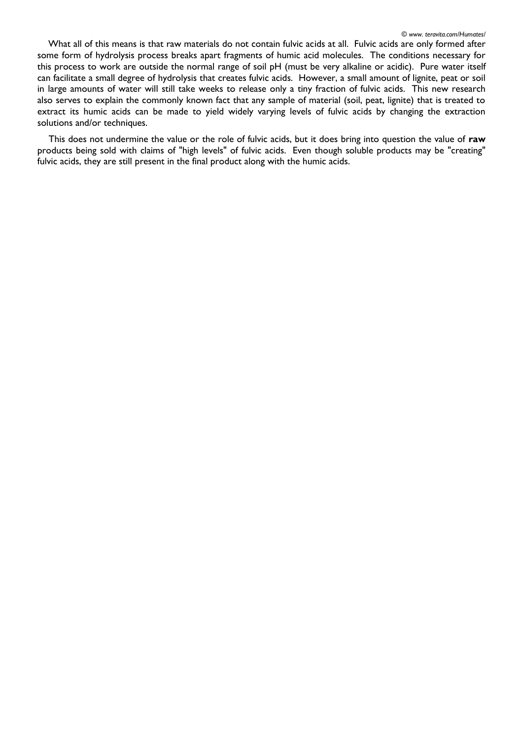What all of this means is that raw materials do not contain fulvic acids at all. Fulvic acids are only formed after some form of hydrolysis process breaks apart fragments of humic acid molecules. The conditions necessary for this process to work are outside the normal range of soil pH (must be very alkaline or acidic). Pure water itself can facilitate a small degree of hydrolysis that creates fulvic acids. However, a small amount of lignite, peat or soil in large amounts of water will still take weeks to release only a tiny fraction of fulvic acids. This new research also serves to explain the commonly known fact that any sample of material (soil, peat, lignite) that is treated to extract its humic acids can be made to yield widely varying levels of fulvic acids by changing the extraction solutions and/or techniques.

This does not undermine the value or the role of fulvic acids, but it does bring into question the value of **raw** products being sold with claims of "high levels" of fulvic acids. Even though soluble products may be "creating" fulvic acids, they are still present in the final product along with the humic acids.